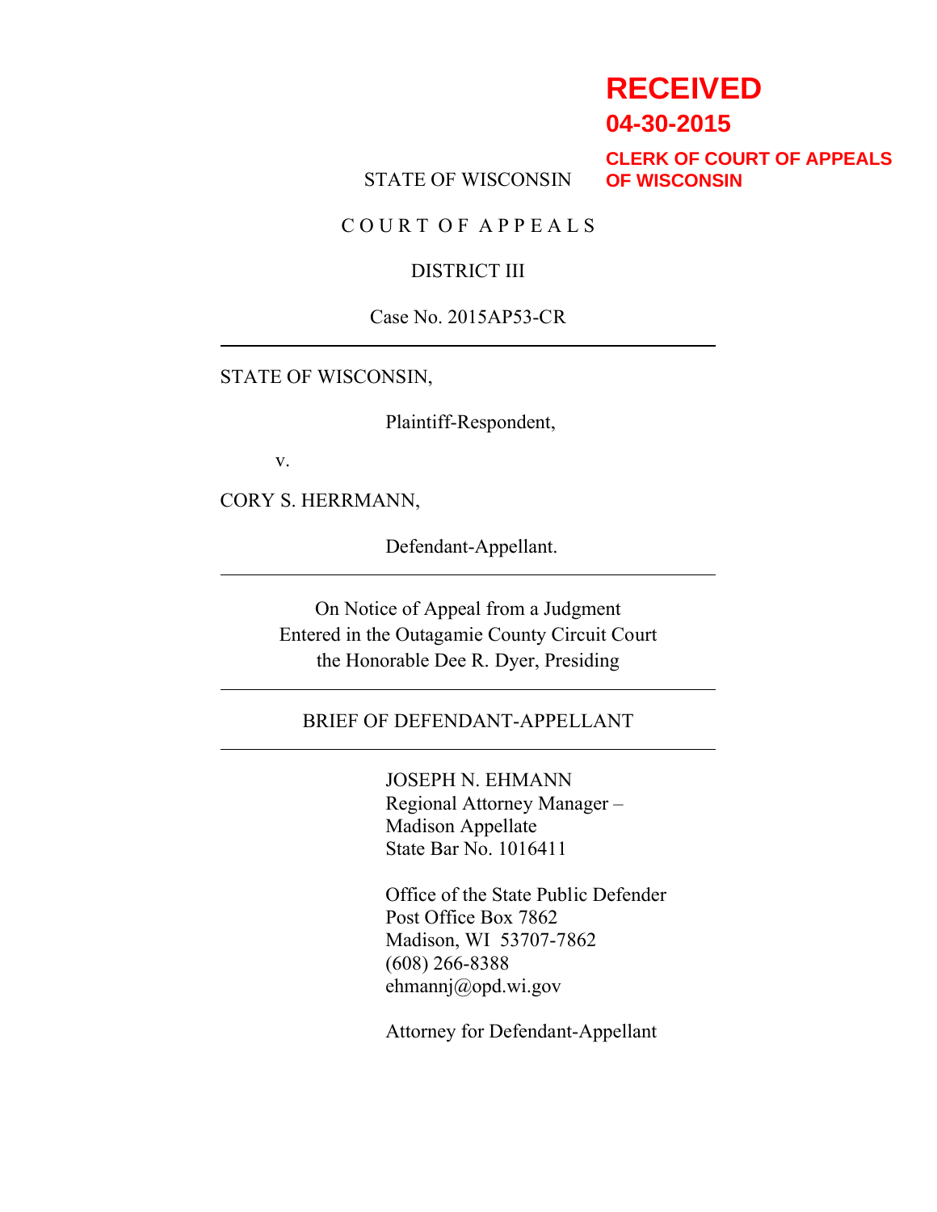RECEIVED
04-30-2015
CLERK OF COURT OF APPEALS
OF WISCONSIN

STATE OF WISCONSIN

C O U R T O F A P P E A L S

DISTRICT III

Case No. 2015AP53-CR

---

STATE OF WISCONSIN,

Plaintiff-Respondent,

v.

CORY S. HERRMANN,

Defendant-Appellant.

---

On Notice of Appeal from a Judgment
Entered in the Outagamie County Circuit Court
the Honorable Dee R. Dyer, Presiding

---

BRIEF OF DEFENDANT-APPELLANT

---

JOSEPH N. EHMANN
Regional Attorney Manager –
Madison Appellate
State Bar No. 1016411

Office of the State Public Defender
Post Office Box 7862
Madison, WI 53707-7862
(608) 266-8388
ehmannj@opd.wi.gov

Attorney for Defendant-Appellant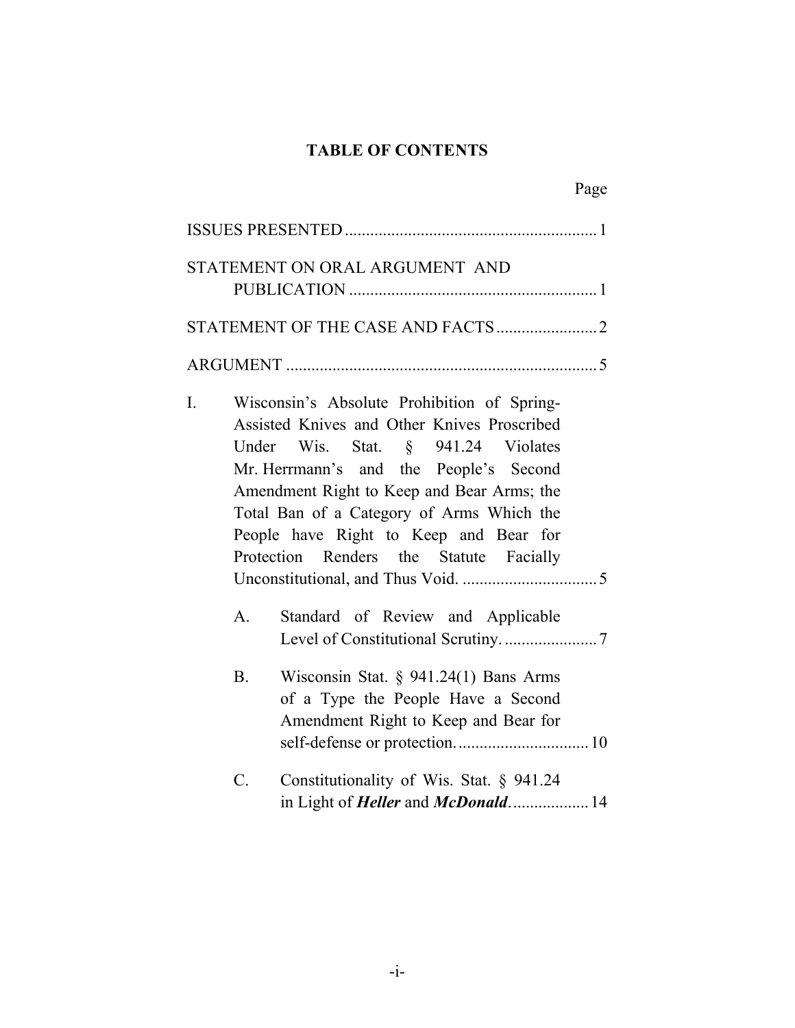# TABLE OF CONTENTS

Page

ISSUES PRESENTED ............................................................ 1

STATEMENT ON ORAL ARGUMENT AND PUBLICATION ............................................................ 1

STATEMENT OF THE CASE AND FACTS ........................ 2

ARGUMENT .......................................................................... 5

I. Wisconsin's Absolute Prohibition of Spring-Assisted Knives and Other Knives Proscribed Under Wis. Stat. § 941.24 Violates Mr. Herrmann's and the People's Second Amendment Right to Keep and Bear Arms; the Total Ban of a Category of Arms Which the People have Right to Keep and Bear for Protection Renders the Statute Facially Unconstitutional, and Thus Void. ................................ 5

   A. Standard of Review and Applicable Level of Constitutional Scrutiny. ...................... 7

   B. Wisconsin Stat. § 941.24(1) Bans Arms of a Type the People Have a Second Amendment Right to Keep and Bear for self-defense or protection. ............................... 10

   C. Constitutionality of Wis. Stat. § 941.24 in Light of ***Heller*** and ***McDonald***. .................. 14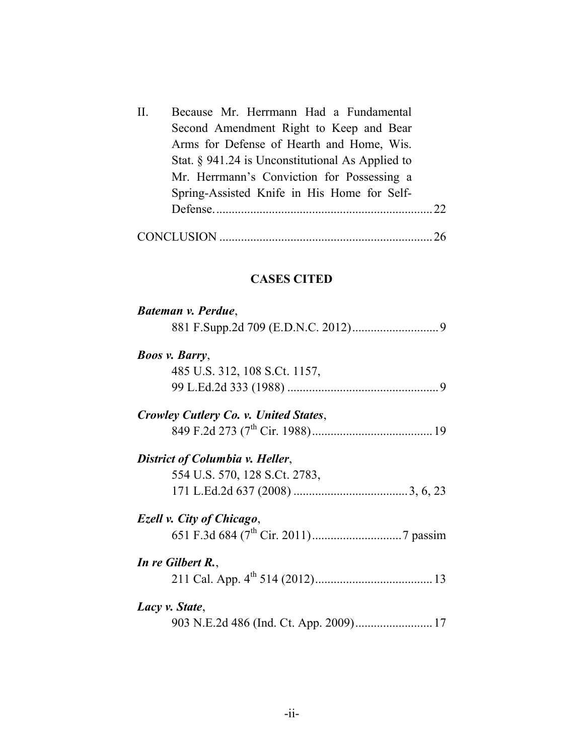II. Because Mr. Herrmann Had a Fundamental Second Amendment Right to Keep and Bear Arms for Defense of Hearth and Home, Wis. Stat. § 941.24 is Unconstitutional As Applied to Mr. Herrmann's Conviction for Possessing a Spring-Assisted Knife in His Home for Self-Defense. ........................................................ 22

CONCLUSION ........................................................ 26

## CASES CITED

***Bateman v. Perdue***,
881 F.Supp.2d 709 (E.D.N.C. 2012) ........................ 9

***Boos v. Barry***,
485 U.S. 312, 108 S.Ct. 1157,
99 L.Ed.2d 333 (1988) ........................................ 9

***Crowley Cutlery Co. v. United States***,
849 F.2d 273 (7th Cir. 1988) ................................ 19

***District of Columbia v. Heller***,
554 U.S. 570, 128 S.Ct. 2783,
171 L.Ed.2d 637 (2008) ................................ 3, 6, 23

***Ezell v. City of Chicago***,
651 F.3d 684 (7th Cir. 2011) ......................... 7 passim

***In re Gilbert R.***,
211 Cal. App. 4th 514 (2012) ................................ 13

***Lacy v. State***,
903 N.E.2d 486 (Ind. Ct. App. 2009) ..................... 17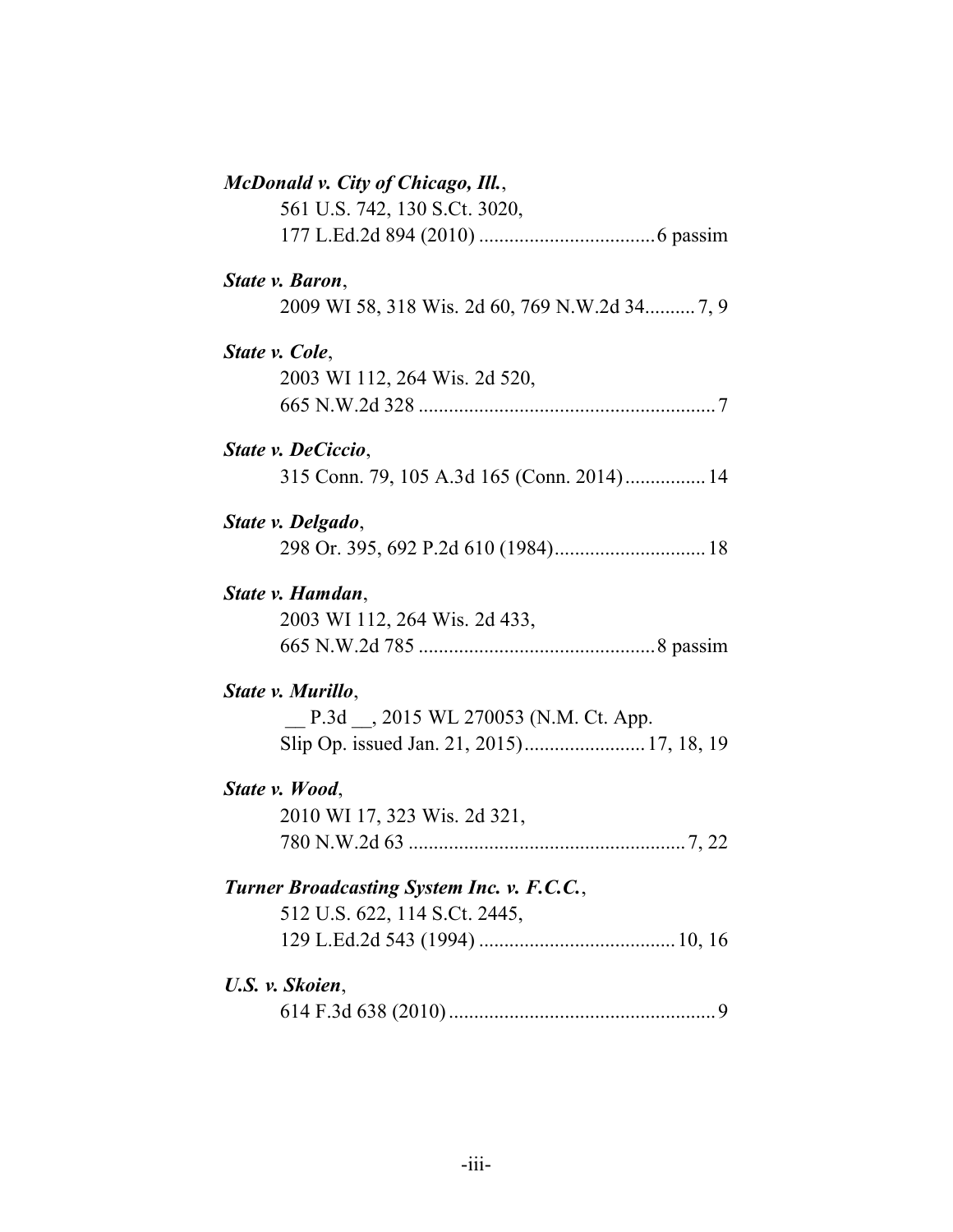***McDonald v. City of Chicago, Ill.***,
561 U.S. 742, 130 S.Ct. 3020,
177 L.Ed.2d 894 (2010) .................................. 6 passim

***State v. Baron***,
2009 WI 58, 318 Wis. 2d 60, 769 N.W.2d 34.......... 7, 9

***State v. Cole***,
2003 WI 112, 264 Wis. 2d 520,
665 N.W.2d 328 .......................................................... 7

***State v. DeCiccio***,
315 Conn. 79, 105 A.3d 165 (Conn. 2014)................ 14

***State v. Delgado***,
298 Or. 395, 692 P.2d 610 (1984).............................. 18

***State v. Hamdan***,
2003 WI 112, 264 Wis. 2d 433,
665 N.W.2d 785 .............................................. 8 passim

***State v. Murillo***,
__ P.3d __, 2015 WL 270053 (N.M. Ct. App.
Slip Op. issued Jan. 21, 2015)........................ 17, 18, 19

***State v. Wood***,
2010 WI 17, 323 Wis. 2d 321,
780 N.W.2d 63 ...................................................... 7, 22

***Turner Broadcasting System Inc. v. F.C.C.***,
512 U.S. 622, 114 S.Ct. 2445,
129 L.Ed.2d 543 (1994) ...................................... 10, 16

***U.S. v. Skoien***,
614 F.3d 638 (2010) .................................................... 9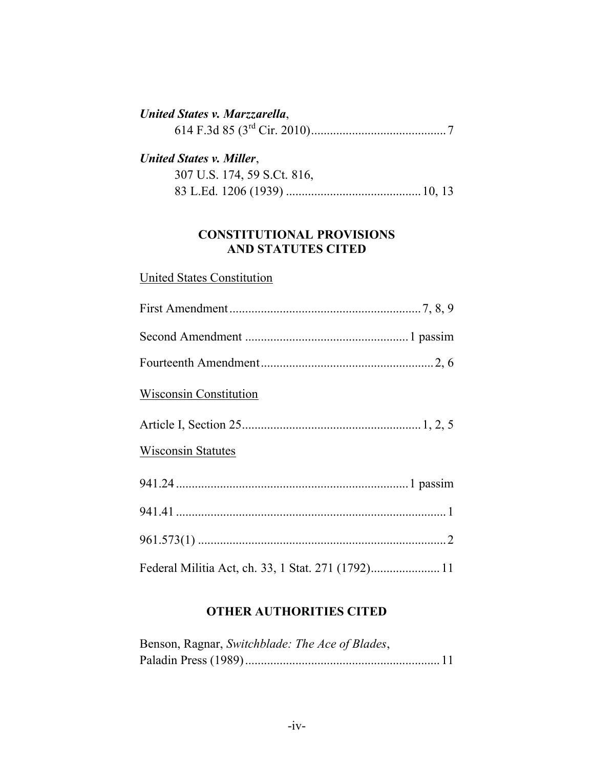***United States v. Marzzarella***,
614 F.3d 85 (3rd Cir. 2010)........................................... 7

***United States v. Miller***,
307 U.S. 174, 59 S.Ct. 816,
83 L.Ed. 1206 (1939) .......................................... 10, 13

## CONSTITUTIONAL PROVISIONS AND STATUTES CITED

United States Constitution

First Amendment............................................................ 7, 8, 9

Second Amendment ................................................... 1 passim

Fourteenth Amendment...................................................... 2, 6

Wisconsin Constitution

Article I, Section 25......................................................... 1, 2, 5

Wisconsin Statutes

941.24 ......................................................................... 1 passim

941.41 ...................................................................................... 1

961.573(1) ............................................................................... 2

Federal Militia Act, ch. 33, 1 Stat. 271 (1792)...................... 11

## OTHER AUTHORITIES CITED

Benson, Ragnar, *Switchblade: The Ace of Blades*,
Paladin Press (1989)............................................................. 11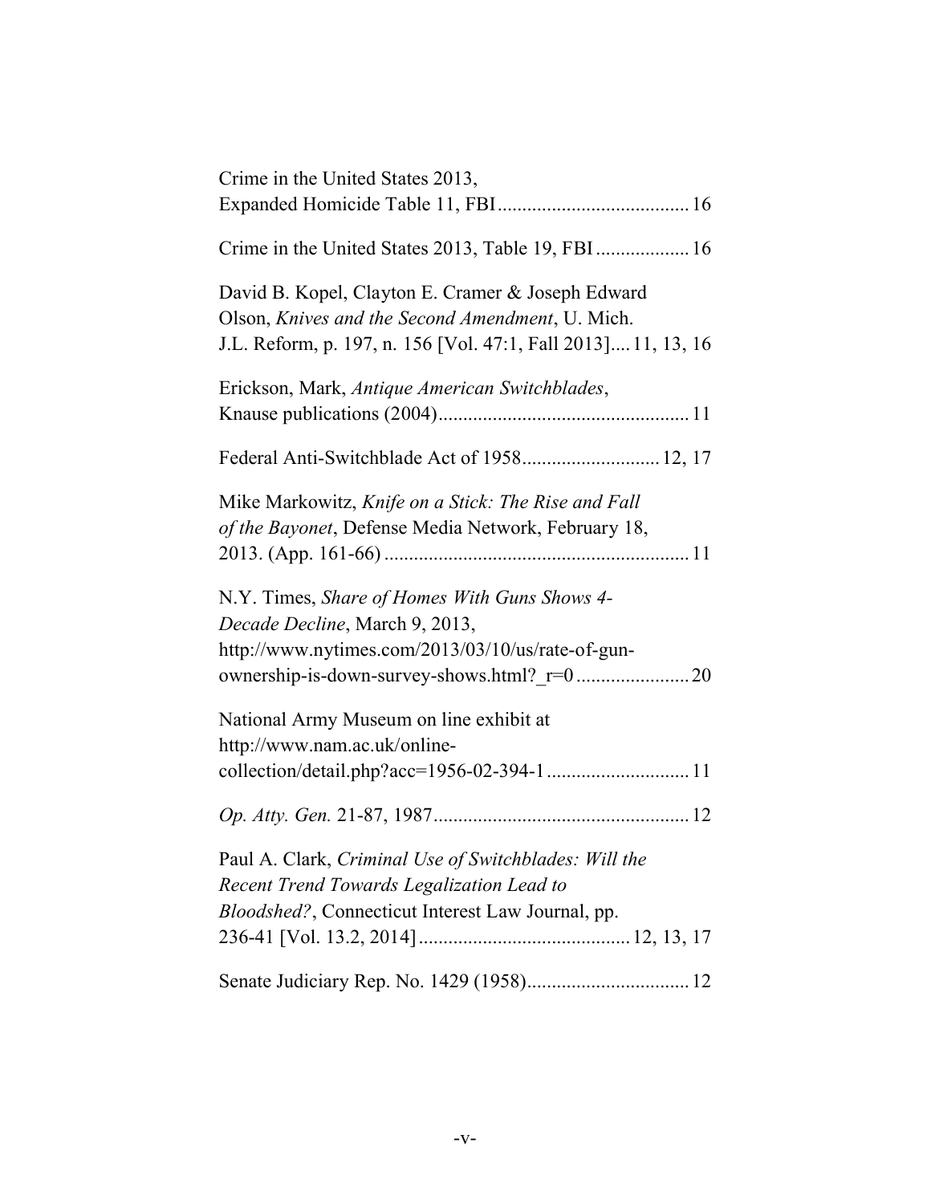Crime in the United States 2013, Expanded Homicide Table 11, FBI....................................... 16

Crime in the United States 2013, Table 19, FBI.................. 16

David B. Kopel, Clayton E. Cramer & Joseph Edward Olson, *Knives and the Second Amendment*, U. Mich. J.L. Reform, p. 197, n. 156 [Vol. 47:1, Fall 2013].... 11, 13, 16

Erickson, Mark, *Antique American Switchblades*, Knause publications (2004).................................................. 11

Federal Anti-Switchblade Act of 1958........................... 12, 17

Mike Markowitz, *Knife on a Stick: The Rise and Fall of the Bayonet*, Defense Media Network, February 18, 2013. (App. 161-66) ............................................................. 11

N.Y. Times, *Share of Homes With Guns Shows 4-Decade Decline*, March 9, 2013, http://www.nytimes.com/2013/03/10/us/rate-of-gun-ownership-is-down-survey-shows.html?_r=0 ....................... 20

National Army Museum on line exhibit at http://www.nam.ac.uk/online-collection/detail.php?acc=1956-02-394-1............................ 11

*Op. Atty. Gen.* 21-87, 1987.................................................... 12

Paul A. Clark, *Criminal Use of Switchblades: Will the Recent Trend Towards Legalization Lead to Bloodshed?*, Connecticut Interest Law Journal, pp. 236-41 [Vol. 13.2, 2014].......................................... 12, 13, 17

Senate Judiciary Rep. No. 1429 (1958)................................. 12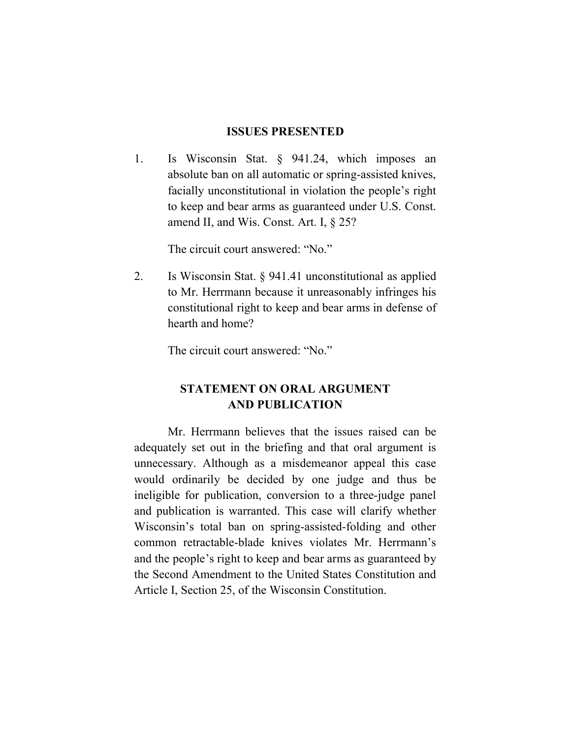## ISSUES PRESENTED

1. Is Wisconsin Stat. § 941.24, which imposes an absolute ban on all automatic or spring-assisted knives, facially unconstitutional in violation the people's right to keep and bear arms as guaranteed under U.S. Const. amend II, and Wis. Const. Art. I, § 25?

   The circuit court answered: "No."

2. Is Wisconsin Stat. § 941.41 unconstitutional as applied to Mr. Herrmann because it unreasonably infringes his constitutional right to keep and bear arms in defense of hearth and home?

   The circuit court answered: "No."

## STATEMENT ON ORAL ARGUMENT AND PUBLICATION

Mr. Herrmann believes that the issues raised can be adequately set out in the briefing and that oral argument is unnecessary. Although as a misdemeanor appeal this case would ordinarily be decided by one judge and thus be ineligible for publication, conversion to a three-judge panel and publication is warranted. This case will clarify whether Wisconsin's total ban on spring-assisted-folding and other common retractable-blade knives violates Mr. Herrmann's and the people's right to keep and bear arms as guaranteed by the Second Amendment to the United States Constitution and Article I, Section 25, of the Wisconsin Constitution.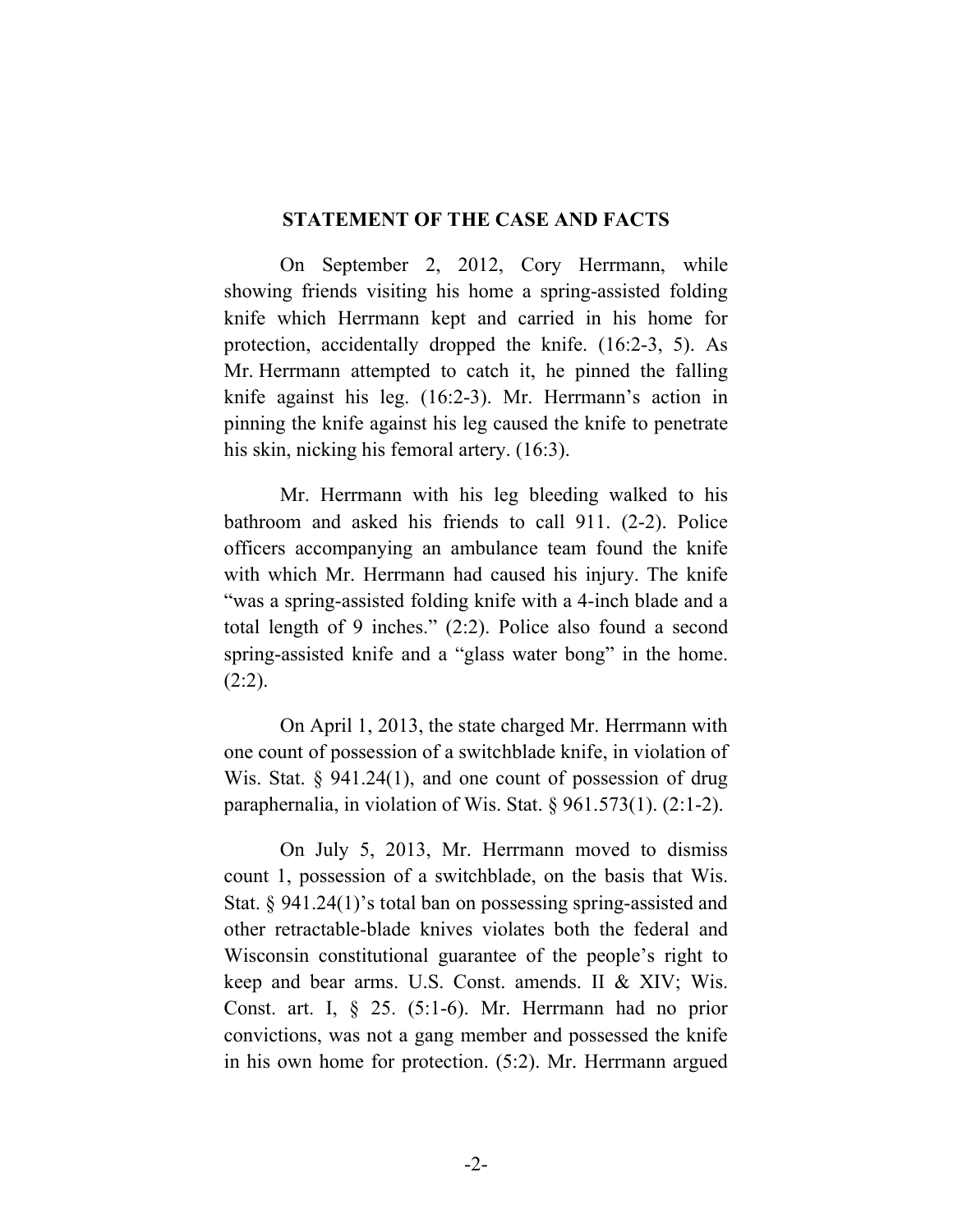## STATEMENT OF THE CASE AND FACTS

On September 2, 2012, Cory Herrmann, while showing friends visiting his home a spring-assisted folding knife which Herrmann kept and carried in his home for protection, accidentally dropped the knife. (16:2-3, 5). As Mr. Herrmann attempted to catch it, he pinned the falling knife against his leg. (16:2-3). Mr. Herrmann's action in pinning the knife against his leg caused the knife to penetrate his skin, nicking his femoral artery. (16:3).

Mr. Herrmann with his leg bleeding walked to his bathroom and asked his friends to call 911. (2-2). Police officers accompanying an ambulance team found the knife with which Mr. Herrmann had caused his injury. The knife "was a spring-assisted folding knife with a 4-inch blade and a total length of 9 inches." (2:2). Police also found a second spring-assisted knife and a "glass water bong" in the home. (2:2).

On April 1, 2013, the state charged Mr. Herrmann with one count of possession of a switchblade knife, in violation of Wis. Stat. § 941.24(1), and one count of possession of drug paraphernalia, in violation of Wis. Stat. § 961.573(1). (2:1-2).

On July 5, 2013, Mr. Herrmann moved to dismiss count 1, possession of a switchblade, on the basis that Wis. Stat. § 941.24(1)'s total ban on possessing spring-assisted and other retractable-blade knives violates both the federal and Wisconsin constitutional guarantee of the people's right to keep and bear arms. U.S. Const. amends. II & XIV; Wis. Const. art. I, § 25. (5:1-6). Mr. Herrmann had no prior convictions, was not a gang member and possessed the knife in his own home for protection. (5:2). Mr. Herrmann argued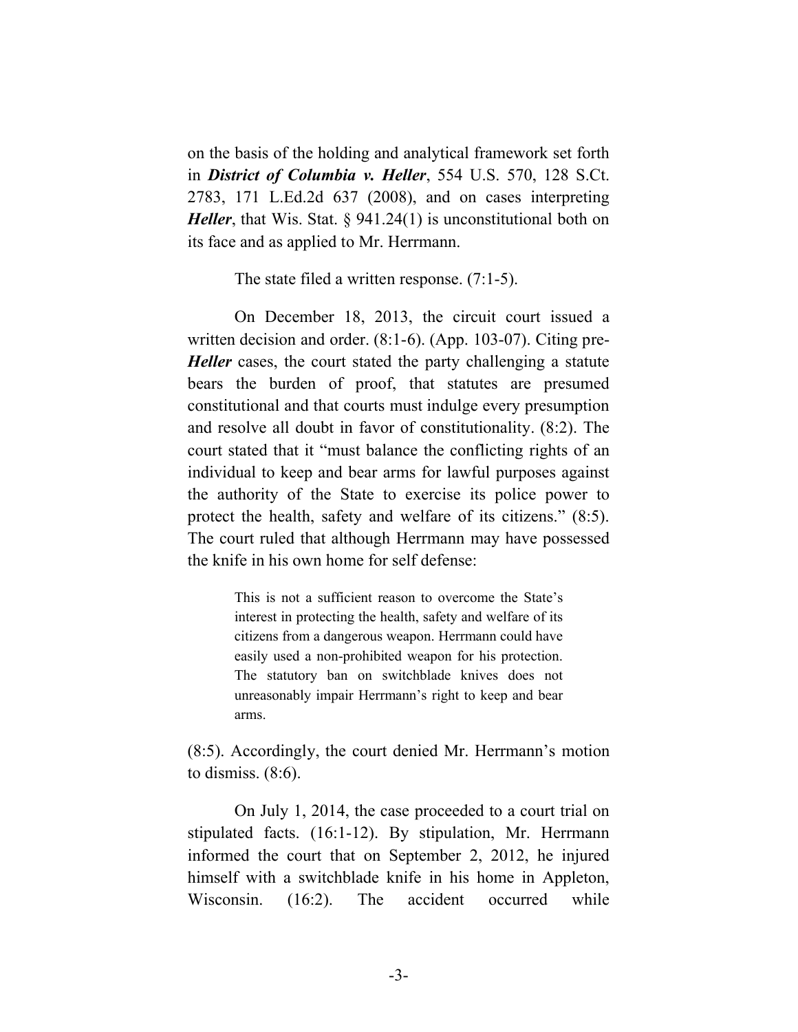on the basis of the holding and analytical framework set forth in ***District of Columbia v. Heller***, 554 U.S. 570, 128 S.Ct. 2783, 171 L.Ed.2d 637 (2008), and on cases interpreting ***Heller***, that Wis. Stat. § 941.24(1) is unconstitutional both on its face and as applied to Mr. Herrmann.

The state filed a written response. (7:1-5).

On December 18, 2013, the circuit court issued a written decision and order. (8:1-6). (App. 103-07). Citing pre-***Heller*** cases, the court stated the party challenging a statute bears the burden of proof, that statutes are presumed constitutional and that courts must indulge every presumption and resolve all doubt in favor of constitutionality. (8:2). The court stated that it "must balance the conflicting rights of an individual to keep and bear arms for lawful purposes against the authority of the State to exercise its police power to protect the health, safety and welfare of its citizens." (8:5). The court ruled that although Herrmann may have possessed the knife in his own home for self defense:

> This is not a sufficient reason to overcome the State's interest in protecting the health, safety and welfare of its citizens from a dangerous weapon. Herrmann could have easily used a non-prohibited weapon for his protection. The statutory ban on switchblade knives does not unreasonably impair Herrmann's right to keep and bear arms.

(8:5). Accordingly, the court denied Mr. Herrmann's motion to dismiss. (8:6).

On July 1, 2014, the case proceeded to a court trial on stipulated facts. (16:1-12). By stipulation, Mr. Herrmann informed the court that on September 2, 2012, he injured himself with a switchblade knife in his home in Appleton, Wisconsin. (16:2). The accident occurred while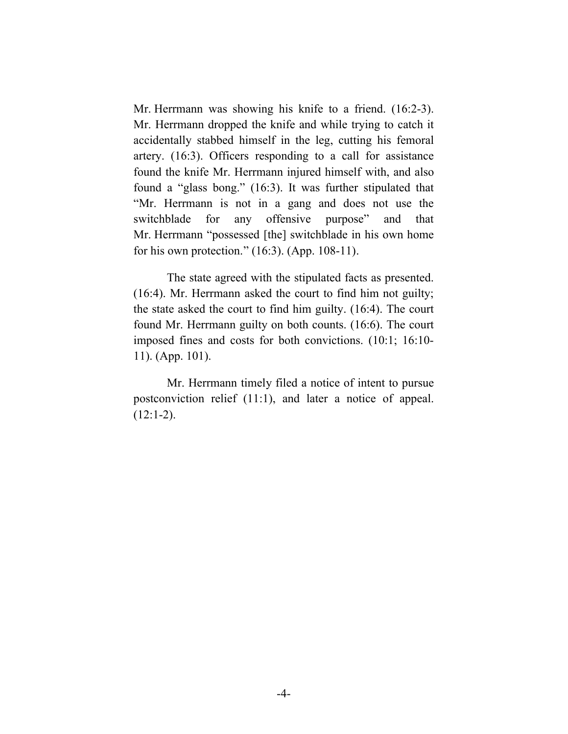Mr. Herrmann was showing his knife to a friend. (16:2-3). Mr. Herrmann dropped the knife and while trying to catch it accidentally stabbed himself in the leg, cutting his femoral artery. (16:3). Officers responding to a call for assistance found the knife Mr. Herrmann injured himself with, and also found a "glass bong." (16:3). It was further stipulated that "Mr. Herrmann is not in a gang and does not use the switchblade for any offensive purpose" and that Mr. Herrmann "possessed [the] switchblade in his own home for his own protection." (16:3). (App. 108-11).

The state agreed with the stipulated facts as presented. (16:4). Mr. Herrmann asked the court to find him not guilty; the state asked the court to find him guilty. (16:4). The court found Mr. Herrmann guilty on both counts. (16:6). The court imposed fines and costs for both convictions. (10:1; 16:10-11). (App. 101).

Mr. Herrmann timely filed a notice of intent to pursue postconviction relief (11:1), and later a notice of appeal. (12:1-2).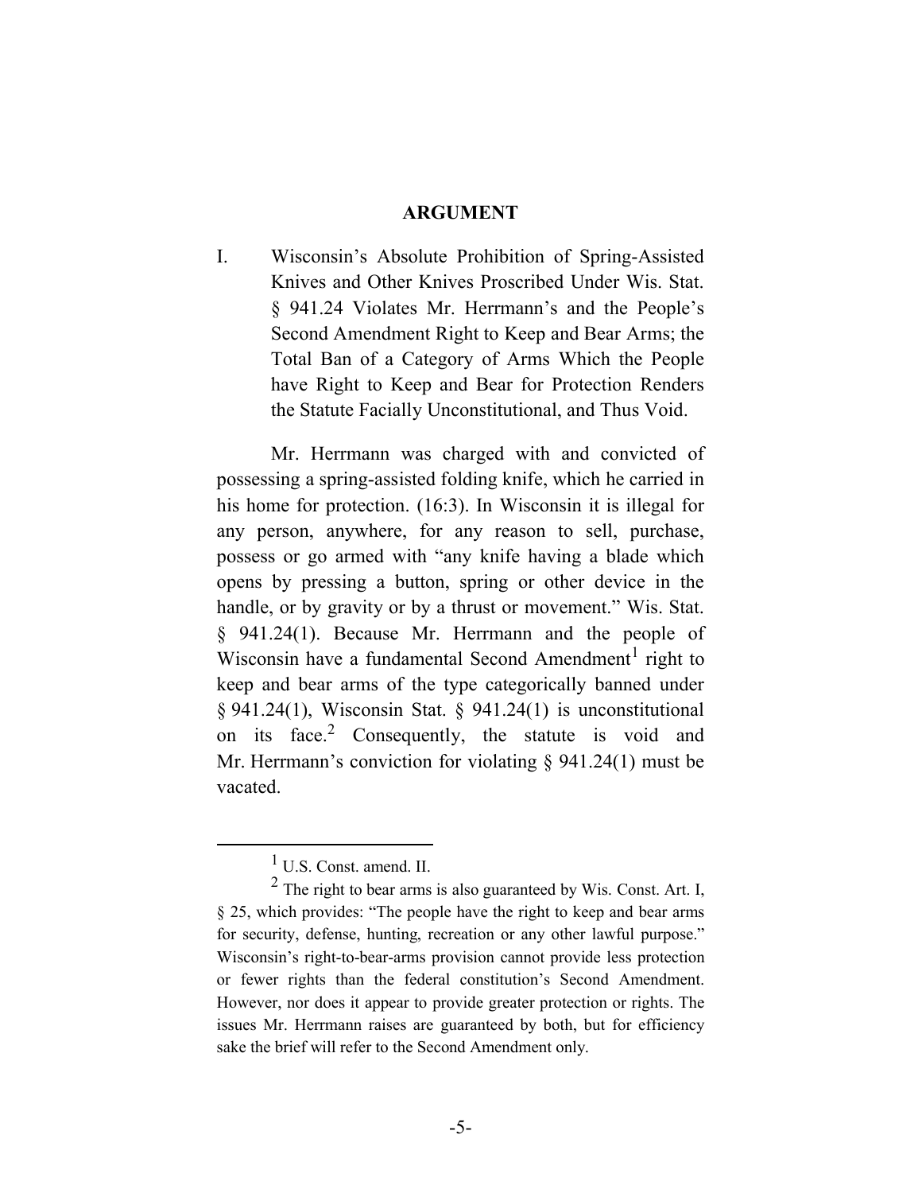## ARGUMENT

I. Wisconsin's Absolute Prohibition of Spring-Assisted Knives and Other Knives Proscribed Under Wis. Stat. § 941.24 Violates Mr. Herrmann's and the People's Second Amendment Right to Keep and Bear Arms; the Total Ban of a Category of Arms Which the People have Right to Keep and Bear for Protection Renders the Statute Facially Unconstitutional, and Thus Void.

Mr. Herrmann was charged with and convicted of possessing a spring-assisted folding knife, which he carried in his home for protection. (16:3). In Wisconsin it is illegal for any person, anywhere, for any reason to sell, purchase, possess or go armed with "any knife having a blade which opens by pressing a button, spring or other device in the handle, or by gravity or by a thrust or movement." Wis. Stat. § 941.24(1). Because Mr. Herrmann and the people of Wisconsin have a fundamental Second Amendment[1] right to keep and bear arms of the type categorically banned under § 941.24(1), Wisconsin Stat. § 941.24(1) is unconstitutional on its face.[2] Consequently, the statute is void and Mr. Herrmann's conviction for violating § 941.24(1) must be vacated.

---

[1] U.S. Const. amend. II.

[2] The right to bear arms is also guaranteed by Wis. Const. Art. I, § 25, which provides: "The people have the right to keep and bear arms for security, defense, hunting, recreation or any other lawful purpose." Wisconsin's right-to-bear-arms provision cannot provide less protection or fewer rights than the federal constitution's Second Amendment. However, nor does it appear to provide greater protection or rights. The issues Mr. Herrmann raises are guaranteed by both, but for efficiency sake the brief will refer to the Second Amendment only.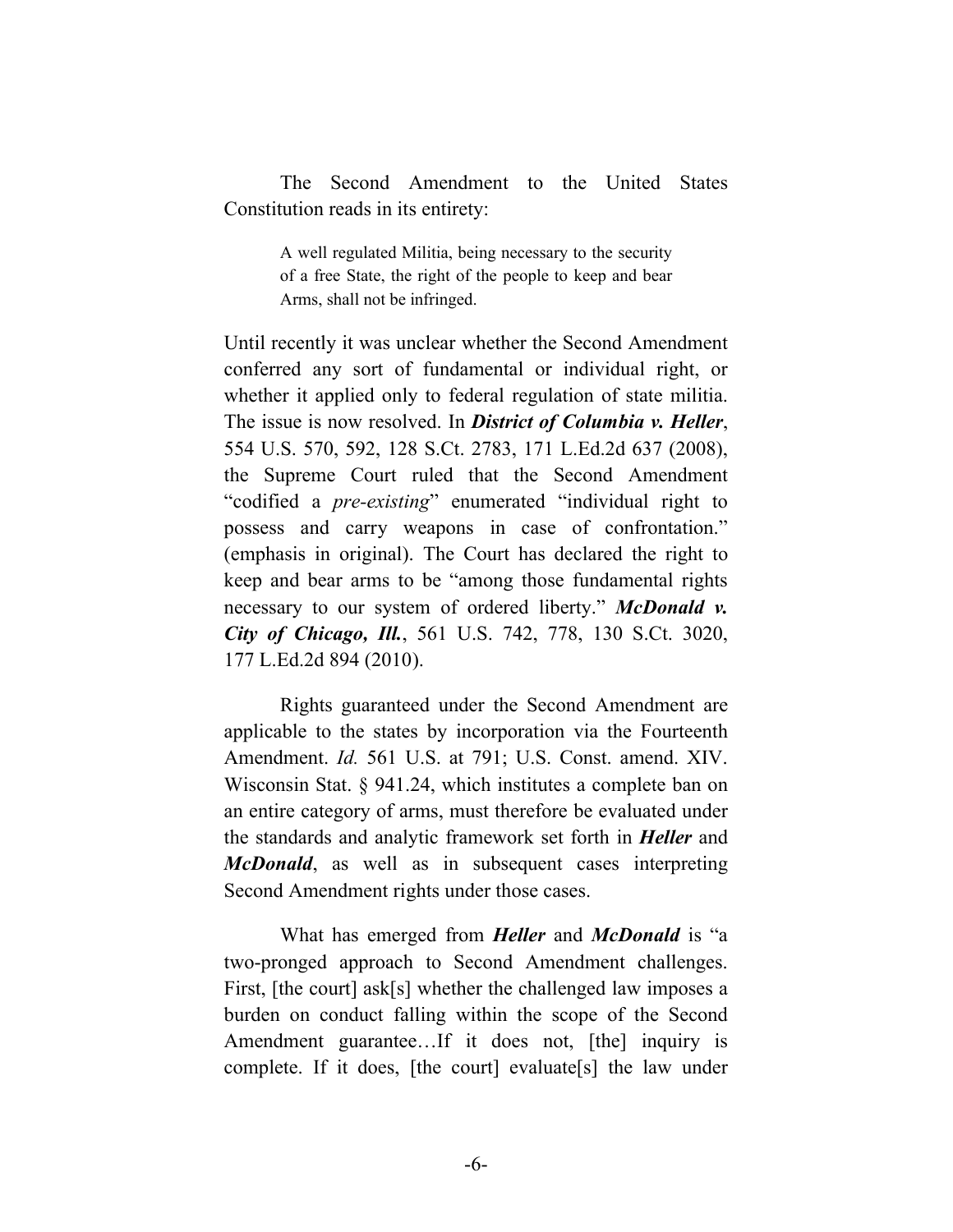The Second Amendment to the United States Constitution reads in its entirety:

> A well regulated Militia, being necessary to the security of a free State, the right of the people to keep and bear Arms, shall not be infringed.

Until recently it was unclear whether the Second Amendment conferred any sort of fundamental or individual right, or whether it applied only to federal regulation of state militia. The issue is now resolved. In ***District of Columbia v. Heller***, 554 U.S. 570, 592, 128 S.Ct. 2783, 171 L.Ed.2d 637 (2008), the Supreme Court ruled that the Second Amendment "codified a *pre-existing*" enumerated "individual right to possess and carry weapons in case of confrontation." (emphasis in original). The Court has declared the right to keep and bear arms to be "among those fundamental rights necessary to our system of ordered liberty." ***McDonald v. City of Chicago, Ill.***, 561 U.S. 742, 778, 130 S.Ct. 3020, 177 L.Ed.2d 894 (2010).

Rights guaranteed under the Second Amendment are applicable to the states by incorporation via the Fourteenth Amendment. *Id.* 561 U.S. at 791; U.S. Const. amend. XIV. Wisconsin Stat. § 941.24, which institutes a complete ban on an entire category of arms, must therefore be evaluated under the standards and analytic framework set forth in ***Heller*** and ***McDonald***, as well as in subsequent cases interpreting Second Amendment rights under those cases.

What has emerged from ***Heller*** and ***McDonald*** is "a two-pronged approach to Second Amendment challenges. First, [the court] ask[s] whether the challenged law imposes a burden on conduct falling within the scope of the Second Amendment guarantee…If it does not, [the] inquiry is complete. If it does, [the court] evaluate[s] the law under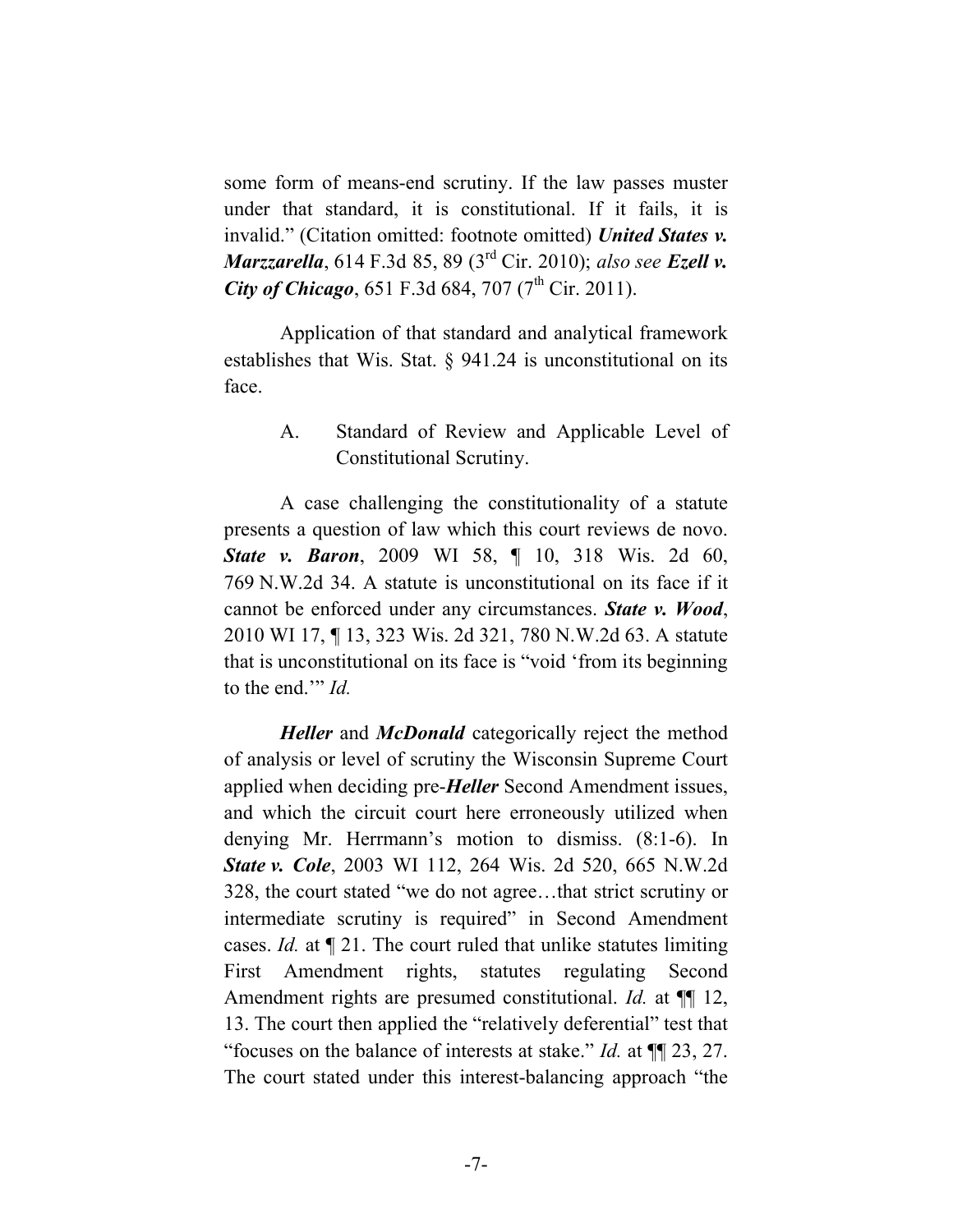some form of means-end scrutiny. If the law passes muster under that standard, it is constitutional. If it fails, it is invalid." (Citation omitted: footnote omitted) ***United States v. Marzzarella***, 614 F.3d 85, 89 (3rd Cir. 2010); *also see* ***Ezell v. City of Chicago***, 651 F.3d 684, 707 (7th Cir. 2011).

Application of that standard and analytical framework establishes that Wis. Stat. § 941.24 is unconstitutional on its face.

A. Standard of Review and Applicable Level of Constitutional Scrutiny.

A case challenging the constitutionality of a statute presents a question of law which this court reviews de novo. ***State v. Baron***, 2009 WI 58, ¶ 10, 318 Wis. 2d 60, 769 N.W.2d 34. A statute is unconstitutional on its face if it cannot be enforced under any circumstances. ***State v. Wood***, 2010 WI 17, ¶ 13, 323 Wis. 2d 321, 780 N.W.2d 63. A statute that is unconstitutional on its face is "void 'from its beginning to the end.'" *Id.*

***Heller*** and ***McDonald*** categorically reject the method of analysis or level of scrutiny the Wisconsin Supreme Court applied when deciding pre-***Heller*** Second Amendment issues, and which the circuit court here erroneously utilized when denying Mr. Herrmann's motion to dismiss. (8:1-6). In ***State v. Cole***, 2003 WI 112, 264 Wis. 2d 520, 665 N.W.2d 328, the court stated "we do not agree…that strict scrutiny or intermediate scrutiny is required" in Second Amendment cases. *Id.* at ¶ 21. The court ruled that unlike statutes limiting First Amendment rights, statutes regulating Second Amendment rights are presumed constitutional. *Id.* at ¶¶ 12, 13. The court then applied the "relatively deferential" test that "focuses on the balance of interests at stake." *Id.* at ¶¶ 23, 27. The court stated under this interest-balancing approach "the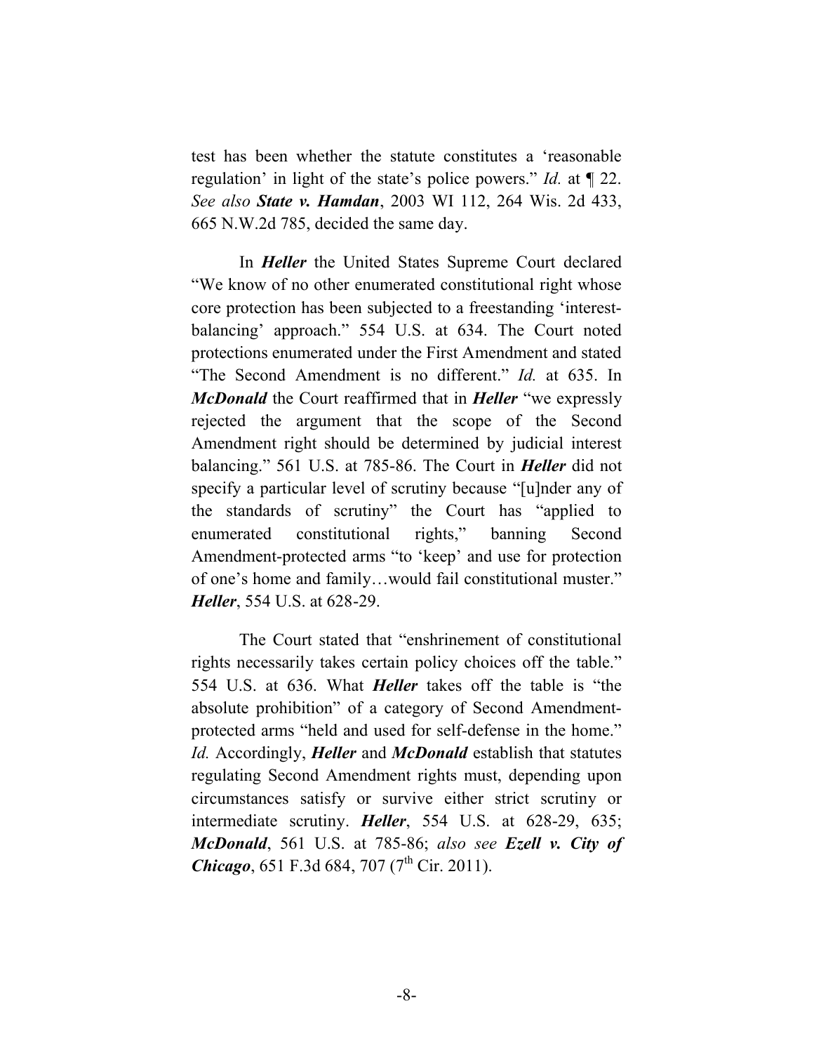test has been whether the statute constitutes a 'reasonable regulation' in light of the state's police powers." *Id.* at ¶ 22. *See also* ***State v. Hamdan***, 2003 WI 112, 264 Wis. 2d 433, 665 N.W.2d 785, decided the same day.

In ***Heller*** the United States Supreme Court declared "We know of no other enumerated constitutional right whose core protection has been subjected to a freestanding 'interest-balancing' approach." 554 U.S. at 634. The Court noted protections enumerated under the First Amendment and stated "The Second Amendment is no different." *Id.* at 635. In ***McDonald*** the Court reaffirmed that in ***Heller*** "we expressly rejected the argument that the scope of the Second Amendment right should be determined by judicial interest balancing." 561 U.S. at 785-86. The Court in ***Heller*** did not specify a particular level of scrutiny because "[u]nder any of the standards of scrutiny" the Court has "applied to enumerated constitutional rights," banning Second Amendment-protected arms "to 'keep' and use for protection of one's home and family…would fail constitutional muster." ***Heller***, 554 U.S. at 628-29.

The Court stated that "enshrinement of constitutional rights necessarily takes certain policy choices off the table." 554 U.S. at 636. What ***Heller*** takes off the table is "the absolute prohibition" of a category of Second Amendment-protected arms "held and used for self-defense in the home." *Id.* Accordingly, ***Heller*** and ***McDonald*** establish that statutes regulating Second Amendment rights must, depending upon circumstances satisfy or survive either strict scrutiny or intermediate scrutiny. ***Heller***, 554 U.S. at 628-29, 635; ***McDonald***, 561 U.S. at 785-86; *also see* ***Ezell v. City of Chicago***, 651 F.3d 684, 707 (7th Cir. 2011).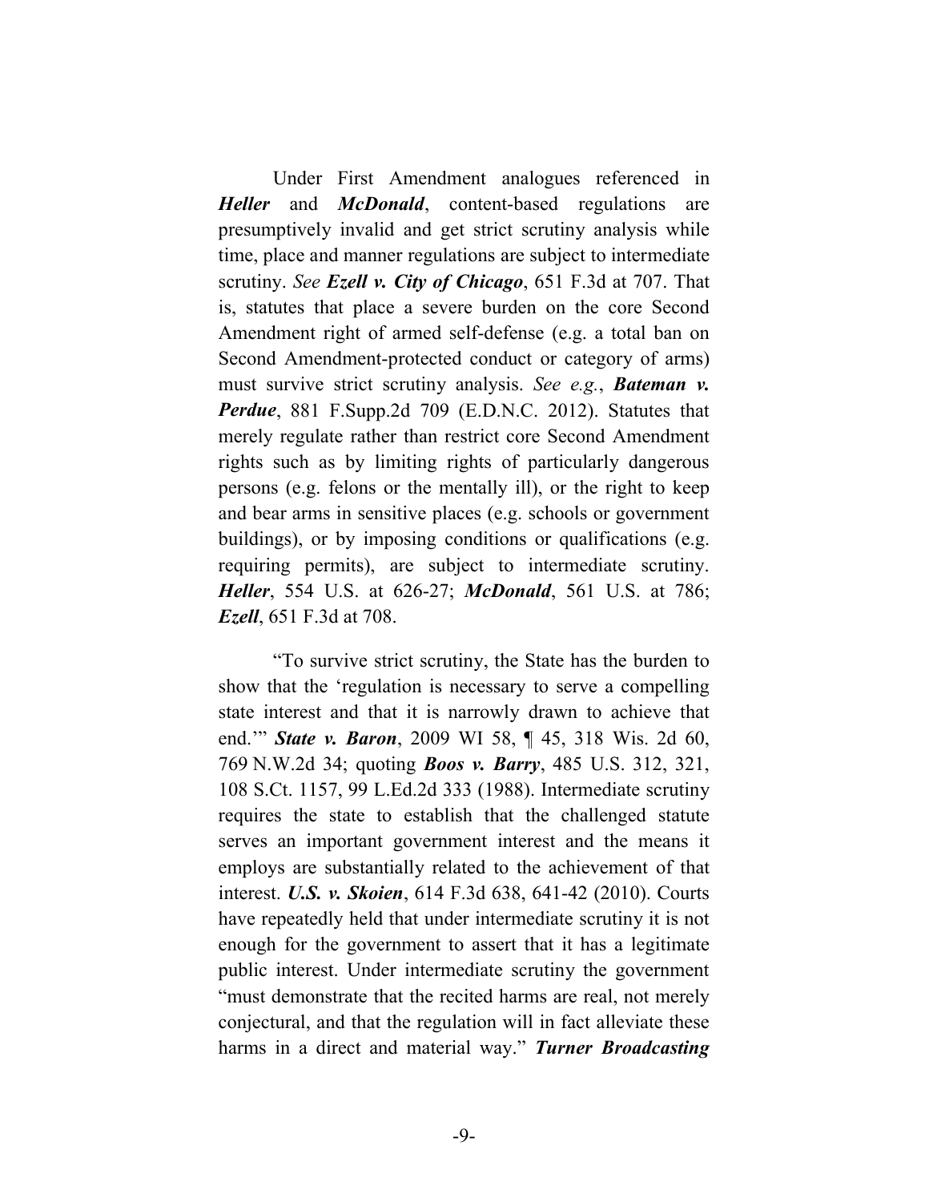Under First Amendment analogues referenced in ***Heller*** and ***McDonald***, content-based regulations are presumptively invalid and get strict scrutiny analysis while time, place and manner regulations are subject to intermediate scrutiny. *See* ***Ezell v. City of Chicago***, 651 F.3d at 707. That is, statutes that place a severe burden on the core Second Amendment right of armed self-defense (e.g. a total ban on Second Amendment-protected conduct or category of arms) must survive strict scrutiny analysis. *See e.g.*, ***Bateman v. Perdue***, 881 F.Supp.2d 709 (E.D.N.C. 2012). Statutes that merely regulate rather than restrict core Second Amendment rights such as by limiting rights of particularly dangerous persons (e.g. felons or the mentally ill), or the right to keep and bear arms in sensitive places (e.g. schools or government buildings), or by imposing conditions or qualifications (e.g. requiring permits), are subject to intermediate scrutiny. ***Heller***, 554 U.S. at 626-27; ***McDonald***, 561 U.S. at 786; ***Ezell***, 651 F.3d at 708.

"To survive strict scrutiny, the State has the burden to show that the 'regulation is necessary to serve a compelling state interest and that it is narrowly drawn to achieve that end.'" ***State v. Baron***, 2009 WI 58, ¶ 45, 318 Wis. 2d 60, 769 N.W.2d 34; quoting ***Boos v. Barry***, 485 U.S. 312, 321, 108 S.Ct. 1157, 99 L.Ed.2d 333 (1988). Intermediate scrutiny requires the state to establish that the challenged statute serves an important government interest and the means it employs are substantially related to the achievement of that interest. ***U.S. v. Skoien***, 614 F.3d 638, 641-42 (2010). Courts have repeatedly held that under intermediate scrutiny it is not enough for the government to assert that it has a legitimate public interest. Under intermediate scrutiny the government "must demonstrate that the recited harms are real, not merely conjectural, and that the regulation will in fact alleviate these harms in a direct and material way." ***Turner Broadcasting***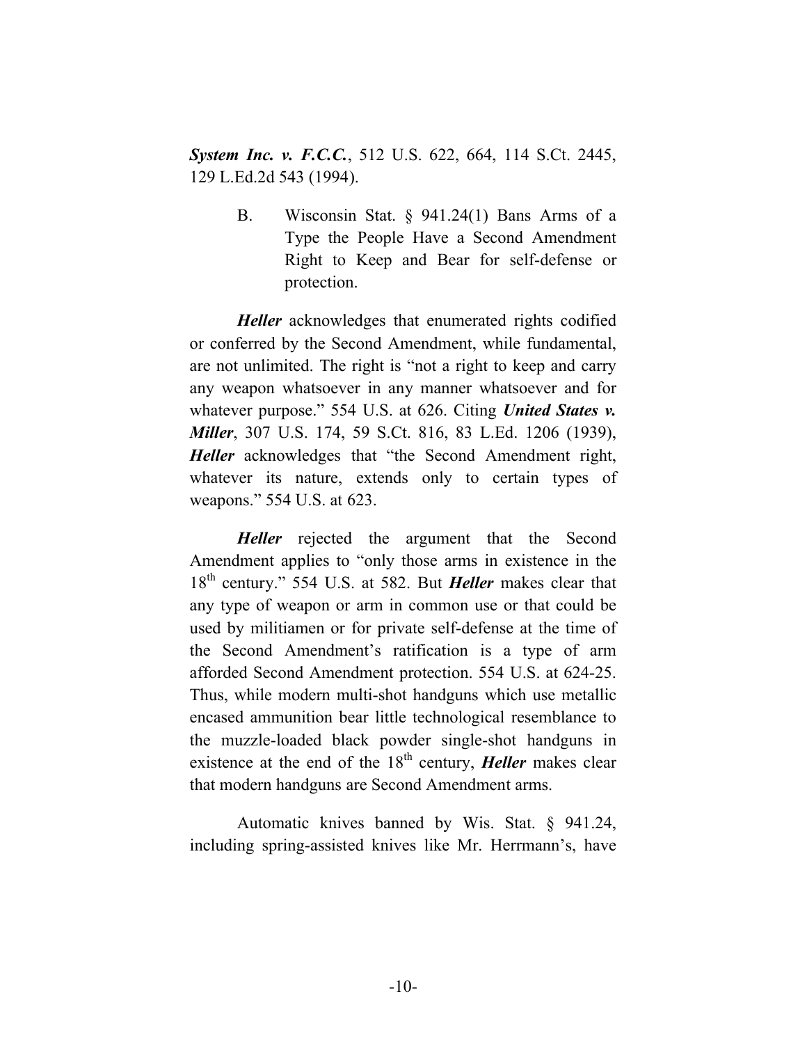***System Inc. v. F.C.C.***, 512 U.S. 622, 664, 114 S.Ct. 2445, 129 L.Ed.2d 543 (1994).

B. Wisconsin Stat. § 941.24(1) Bans Arms of a Type the People Have a Second Amendment Right to Keep and Bear for self-defense or protection.

***Heller*** acknowledges that enumerated rights codified or conferred by the Second Amendment, while fundamental, are not unlimited. The right is "not a right to keep and carry any weapon whatsoever in any manner whatsoever and for whatever purpose." 554 U.S. at 626. Citing ***United States v. Miller***, 307 U.S. 174, 59 S.Ct. 816, 83 L.Ed. 1206 (1939), ***Heller*** acknowledges that "the Second Amendment right, whatever its nature, extends only to certain types of weapons." 554 U.S. at 623.

***Heller*** rejected the argument that the Second Amendment applies to "only those arms in existence in the 18th century." 554 U.S. at 582. But ***Heller*** makes clear that any type of weapon or arm in common use or that could be used by militiamen or for private self-defense at the time of the Second Amendment's ratification is a type of arm afforded Second Amendment protection. 554 U.S. at 624-25. Thus, while modern multi-shot handguns which use metallic encased ammunition bear little technological resemblance to the muzzle-loaded black powder single-shot handguns in existence at the end of the 18th century, ***Heller*** makes clear that modern handguns are Second Amendment arms.

Automatic knives banned by Wis. Stat. § 941.24, including spring-assisted knives like Mr. Herrmann's, have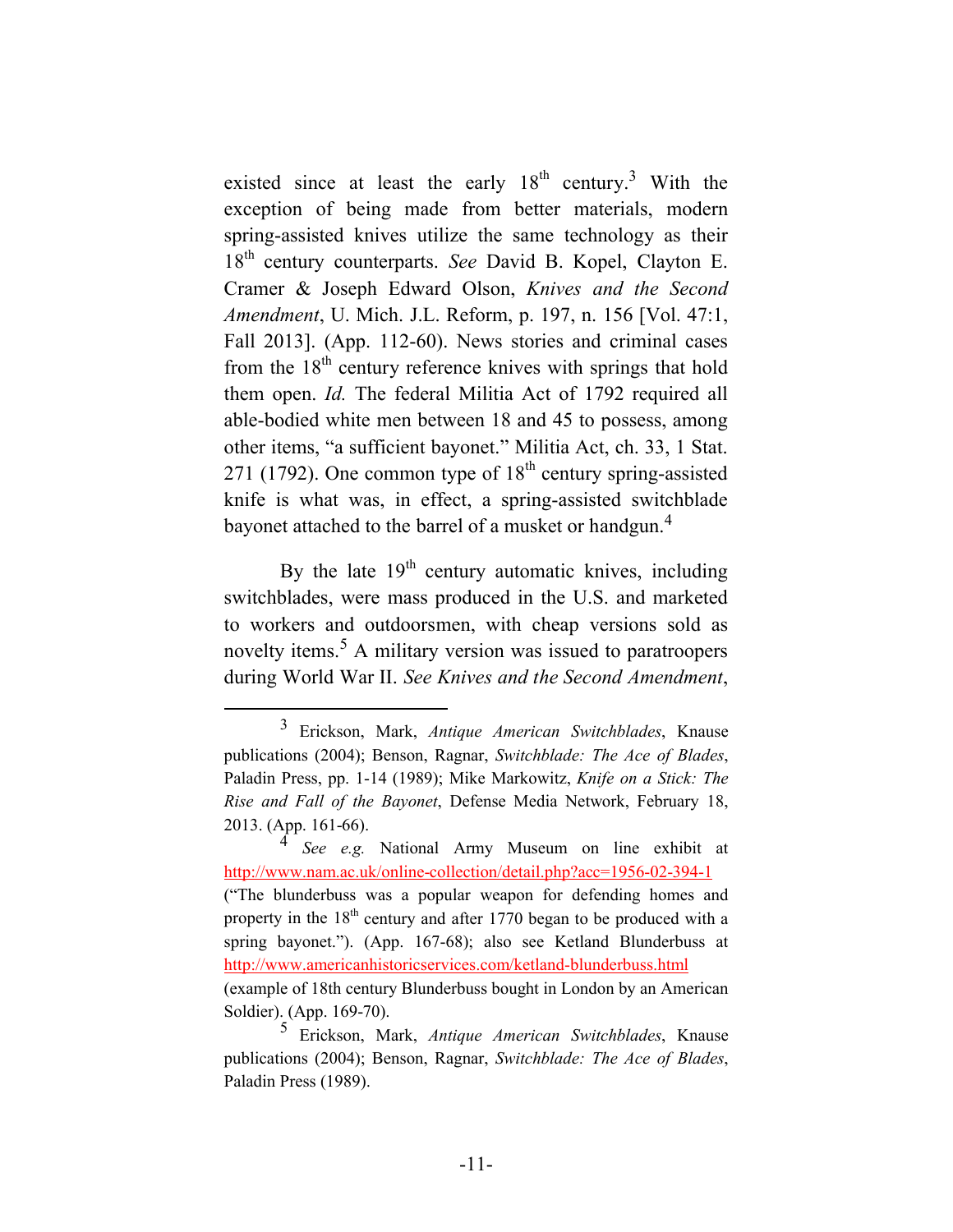existed since at least the early 18th century.[3] With the exception of being made from better materials, modern spring-assisted knives utilize the same technology as their 18th century counterparts. *See* David B. Kopel, Clayton E. Cramer & Joseph Edward Olson, *Knives and the Second Amendment*, U. Mich. J.L. Reform, p. 197, n. 156 [Vol. 47:1, Fall 2013]. (App. 112-60). News stories and criminal cases from the 18th century reference knives with springs that hold them open. *Id.* The federal Militia Act of 1792 required all able-bodied white men between 18 and 45 to possess, among other items, "a sufficient bayonet." Militia Act, ch. 33, 1 Stat. 271 (1792). One common type of 18th century spring-assisted knife is what was, in effect, a spring-assisted switchblade bayonet attached to the barrel of a musket or handgun.[4]

By the late 19th century automatic knives, including switchblades, were mass produced in the U.S. and marketed to workers and outdoorsmen, with cheap versions sold as novelty items.[5] A military version was issued to paratroopers during World War II. *See Knives and the Second Amendment*,

---

[3] Erickson, Mark, *Antique American Switchblades*, Knause publications (2004); Benson, Ragnar, *Switchblade: The Ace of Blades*, Paladin Press, pp. 1-14 (1989); Mike Markowitz, *Knife on a Stick: The Rise and Fall of the Bayonet*, Defense Media Network, February 18, 2013. (App. 161-66).

[4] *See e.g.* National Army Museum on line exhibit at http://www.nam.ac.uk/online-collection/detail.php?acc=1956-02-394-1 ("The blunderbuss was a popular weapon for defending homes and property in the 18th century and after 1770 began to be produced with a spring bayonet."). (App. 167-68); also see Ketland Blunderbuss at http://www.americanhistoricservices.com/ketland-blunderbuss.html (example of 18th century Blunderbuss bought in London by an American Soldier). (App. 169-70).

[5] Erickson, Mark, *Antique American Switchblades*, Knause publications (2004); Benson, Ragnar, *Switchblade: The Ace of Blades*, Paladin Press (1989).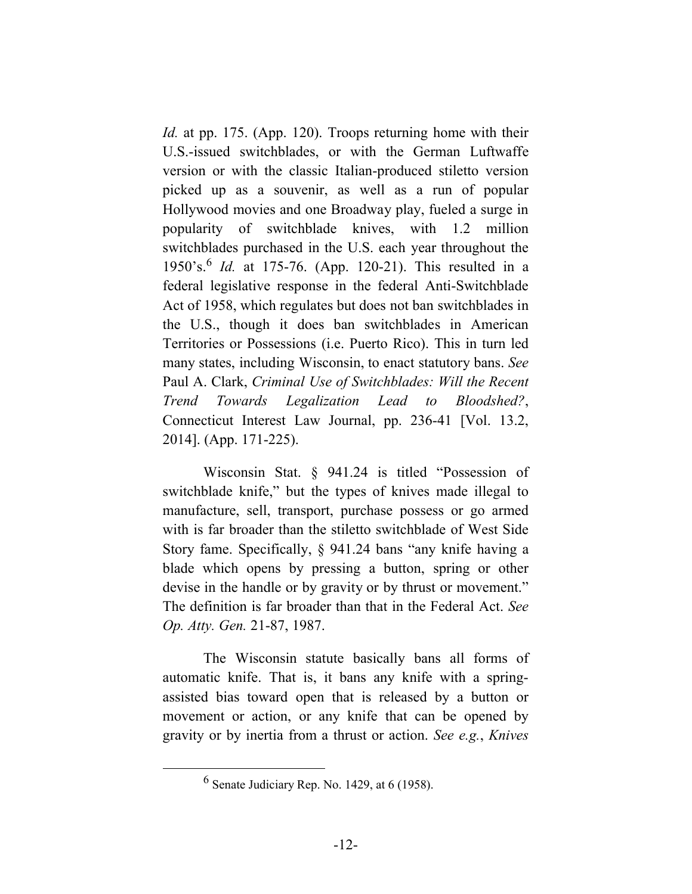*Id.* at pp. 175. (App. 120). Troops returning home with their U.S.-issued switchblades, or with the German Luftwaffe version or with the classic Italian-produced stiletto version picked up as a souvenir, as well as a run of popular Hollywood movies and one Broadway play, fueled a surge in popularity of switchblade knives, with 1.2 million switchblades purchased in the U.S. each year throughout the 1950's.[6] *Id.* at 175-76. (App. 120-21). This resulted in a federal legislative response in the federal Anti-Switchblade Act of 1958, which regulates but does not ban switchblades in the U.S., though it does ban switchblades in American Territories or Possessions (i.e. Puerto Rico). This in turn led many states, including Wisconsin, to enact statutory bans. *See* Paul A. Clark, *Criminal Use of Switchblades: Will the Recent Trend Towards Legalization Lead to Bloodshed?*, Connecticut Interest Law Journal, pp. 236-41 [Vol. 13.2, 2014]. (App. 171-225).

Wisconsin Stat. § 941.24 is titled "Possession of switchblade knife," but the types of knives made illegal to manufacture, sell, transport, purchase possess or go armed with is far broader than the stiletto switchblade of West Side Story fame. Specifically, § 941.24 bans "any knife having a blade which opens by pressing a button, spring or other devise in the handle or by gravity or by thrust or movement." The definition is far broader than that in the Federal Act. *See Op. Atty. Gen.* 21-87, 1987.

The Wisconsin statute basically bans all forms of automatic knife. That is, it bans any knife with a spring-assisted bias toward open that is released by a button or movement or action, or any knife that can be opened by gravity or by inertia from a thrust or action. *See e.g.*, *Knives*

[6] Senate Judiciary Rep. No. 1429, at 6 (1958).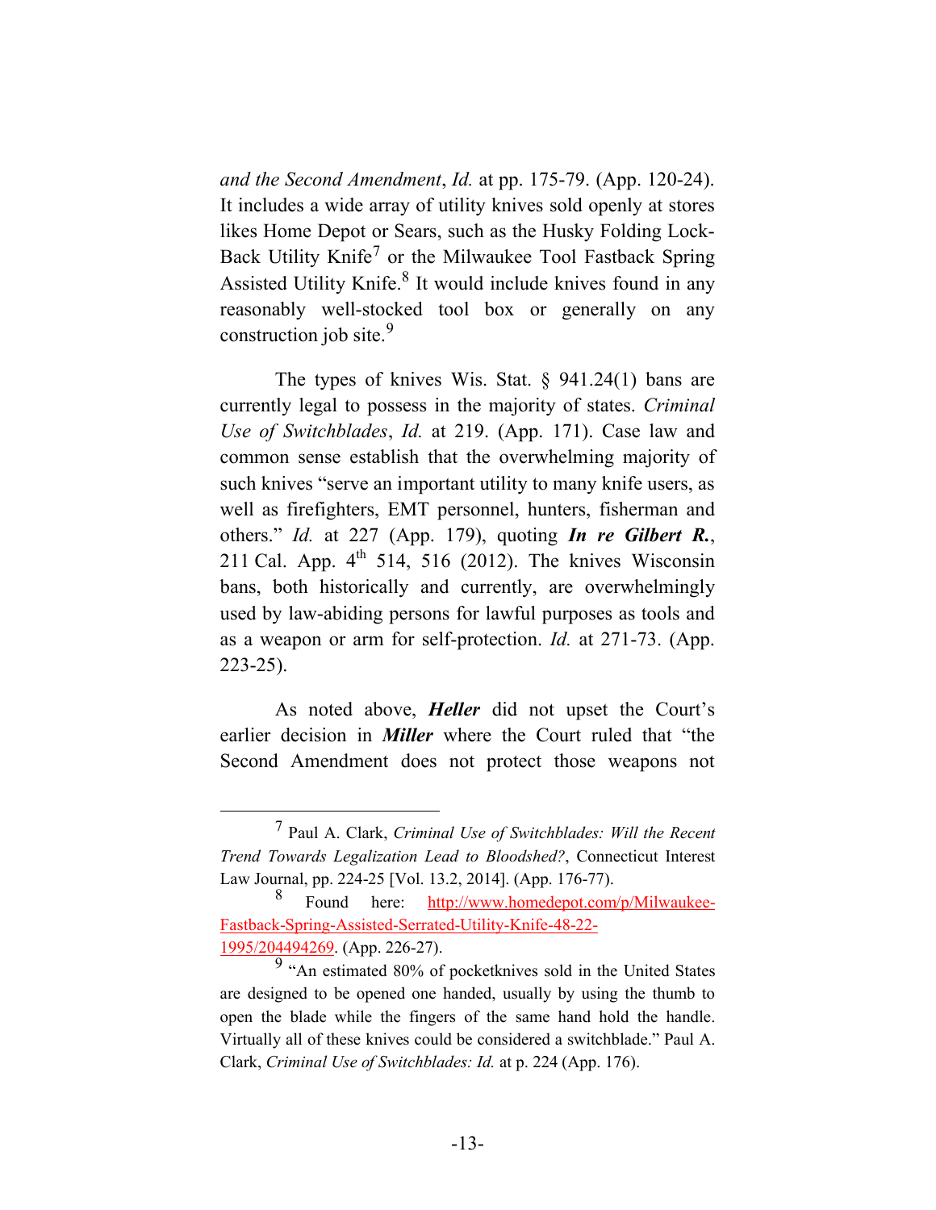*and the Second Amendment*, *Id.* at pp. 175-79. (App. 120-24). It includes a wide array of utility knives sold openly at stores likes Home Depot or Sears, such as the Husky Folding Lock-Back Utility Knife[7] or the Milwaukee Tool Fastback Spring Assisted Utility Knife.[8] It would include knives found in any reasonably well-stocked tool box or generally on any construction job site.[9]

The types of knives Wis. Stat. § 941.24(1) bans are currently legal to possess in the majority of states. *Criminal Use of Switchblades*, *Id.* at 219. (App. 171). Case law and common sense establish that the overwhelming majority of such knives "serve an important utility to many knife users, as well as firefighters, EMT personnel, hunters, fisherman and others." *Id.* at 227 (App. 179), quoting ***In re Gilbert R.***, 211 Cal. App. 4th 514, 516 (2012). The knives Wisconsin bans, both historically and currently, are overwhelmingly used by law-abiding persons for lawful purposes as tools and as a weapon or arm for self-protection. *Id.* at 271-73. (App. 223-25).

As noted above, ***Heller*** did not upset the Court's earlier decision in ***Miller*** where the Court ruled that "the Second Amendment does not protect those weapons not

---

[7] Paul A. Clark, *Criminal Use of Switchblades: Will the Recent Trend Towards Legalization Lead to Bloodshed?*, Connecticut Interest Law Journal, pp. 224-25 [Vol. 13.2, 2014]. (App. 176-77).

[8] Found here: http://www.homedepot.com/p/Milwaukee-Fastback-Spring-Assisted-Serrated-Utility-Knife-48-22-1995/204494269. (App. 226-27).

[9] "An estimated 80% of pocketknives sold in the United States are designed to be opened one handed, usually by using the thumb to open the blade while the fingers of the same hand hold the handle. Virtually all of these knives could be considered a switchblade." Paul A. Clark, *Criminal Use of Switchblades: Id.* at p. 224 (App. 176).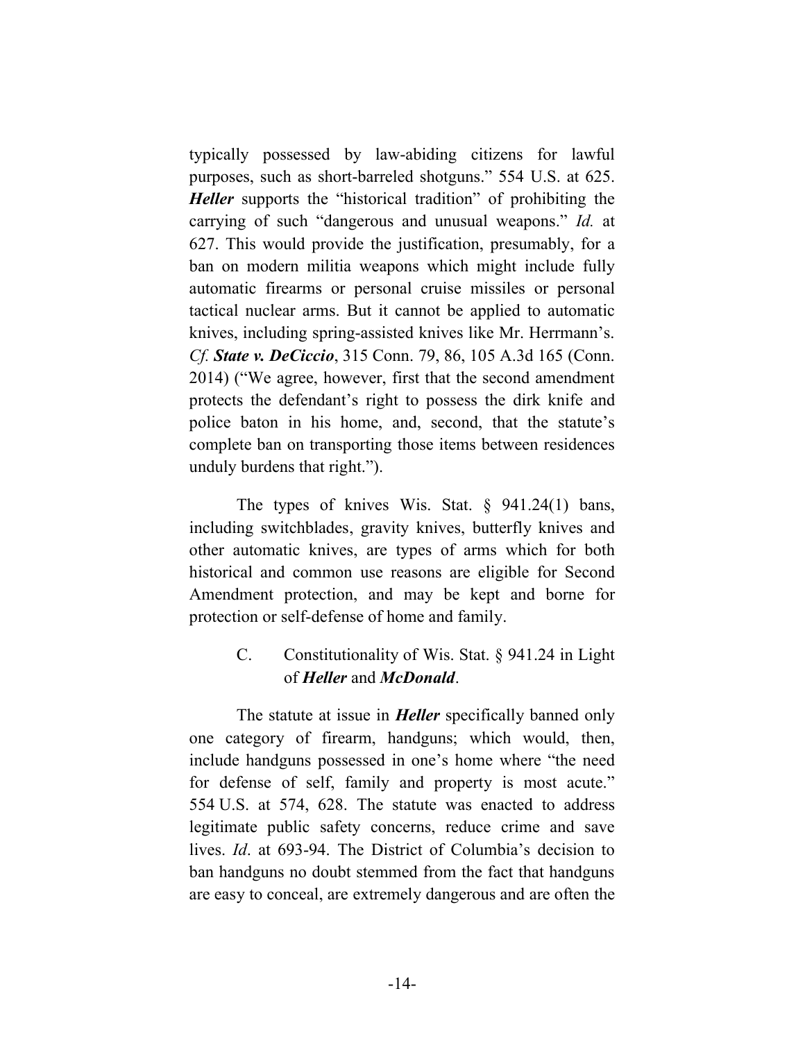typically possessed by law-abiding citizens for lawful purposes, such as short-barreled shotguns." 554 U.S. at 625. ***Heller*** supports the "historical tradition" of prohibiting the carrying of such "dangerous and unusual weapons." *Id.* at 627. This would provide the justification, presumably, for a ban on modern militia weapons which might include fully automatic firearms or personal cruise missiles or personal tactical nuclear arms. But it cannot be applied to automatic knives, including spring-assisted knives like Mr. Herrmann's. *Cf.* ***State v. DeCiccio***, 315 Conn. 79, 86, 105 A.3d 165 (Conn. 2014) ("We agree, however, first that the second amendment protects the defendant's right to possess the dirk knife and police baton in his home, and, second, that the statute's complete ban on transporting those items between residences unduly burdens that right.").

The types of knives Wis. Stat. § 941.24(1) bans, including switchblades, gravity knives, butterfly knives and other automatic knives, are types of arms which for both historical and common use reasons are eligible for Second Amendment protection, and may be kept and borne for protection or self-defense of home and family.

### C. Constitutionality of Wis. Stat. § 941.24 in Light of ***Heller*** and ***McDonald***.

The statute at issue in ***Heller*** specifically banned only one category of firearm, handguns; which would, then, include handguns possessed in one's home where "the need for defense of self, family and property is most acute." 554 U.S. at 574, 628. The statute was enacted to address legitimate public safety concerns, reduce crime and save lives. *Id*. at 693-94. The District of Columbia's decision to ban handguns no doubt stemmed from the fact that handguns are easy to conceal, are extremely dangerous and are often the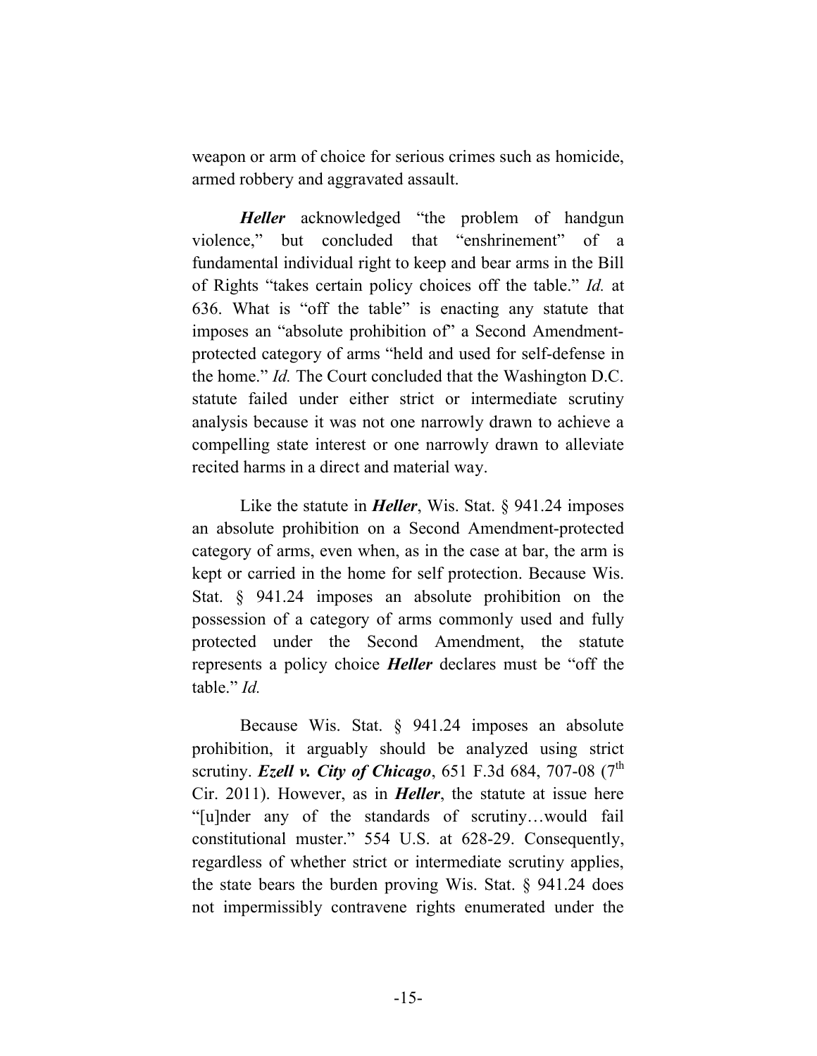weapon or arm of choice for serious crimes such as homicide, armed robbery and aggravated assault.

***Heller*** acknowledged "the problem of handgun violence," but concluded that "enshrinement" of a fundamental individual right to keep and bear arms in the Bill of Rights "takes certain policy choices off the table." *Id.* at 636. What is "off the table" is enacting any statute that imposes an "absolute prohibition of" a Second Amendment-protected category of arms "held and used for self-defense in the home." *Id.* The Court concluded that the Washington D.C. statute failed under either strict or intermediate scrutiny analysis because it was not one narrowly drawn to achieve a compelling state interest or one narrowly drawn to alleviate recited harms in a direct and material way.

Like the statute in ***Heller***, Wis. Stat. § 941.24 imposes an absolute prohibition on a Second Amendment-protected category of arms, even when, as in the case at bar, the arm is kept or carried in the home for self protection. Because Wis. Stat. § 941.24 imposes an absolute prohibition on the possession of a category of arms commonly used and fully protected under the Second Amendment, the statute represents a policy choice ***Heller*** declares must be "off the table." *Id.*

Because Wis. Stat. § 941.24 imposes an absolute prohibition, it arguably should be analyzed using strict scrutiny. ***Ezell v. City of Chicago***, 651 F.3d 684, 707-08 (7th Cir. 2011). However, as in ***Heller***, the statute at issue here "[u]nder any of the standards of scrutiny…would fail constitutional muster." 554 U.S. at 628-29. Consequently, regardless of whether strict or intermediate scrutiny applies, the state bears the burden proving Wis. Stat. § 941.24 does not impermissibly contravene rights enumerated under the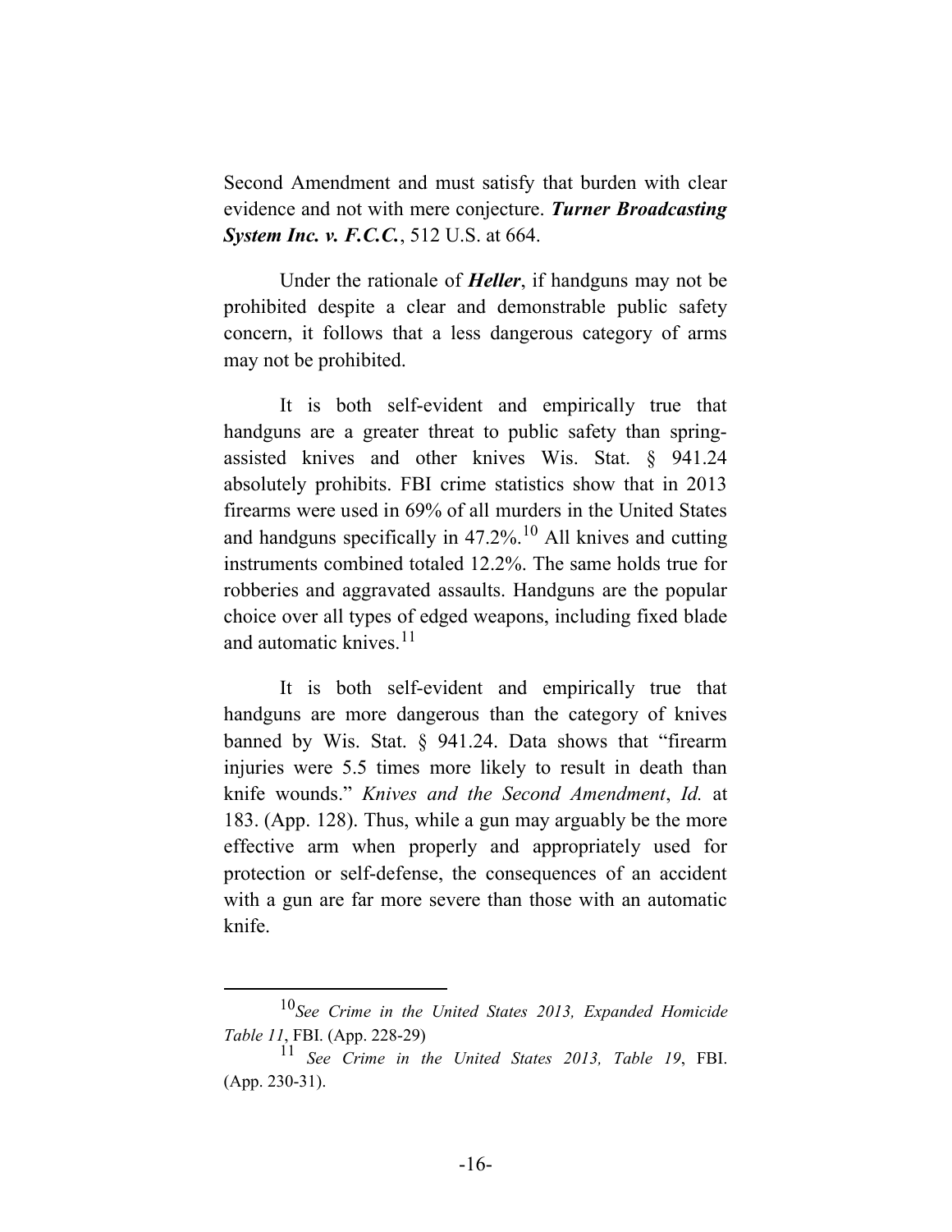Second Amendment and must satisfy that burden with clear evidence and not with mere conjecture. ***Turner Broadcasting System Inc. v. F.C.C.***, 512 U.S. at 664.

Under the rationale of ***Heller***, if handguns may not be prohibited despite a clear and demonstrable public safety concern, it follows that a less dangerous category of arms may not be prohibited.

It is both self-evident and empirically true that handguns are a greater threat to public safety than spring-assisted knives and other knives Wis. Stat. § 941.24 absolutely prohibits. FBI crime statistics show that in 2013 firearms were used in 69% of all murders in the United States and handguns specifically in 47.2%.[10] All knives and cutting instruments combined totaled 12.2%. The same holds true for robberies and aggravated assaults. Handguns are the popular choice over all types of edged weapons, including fixed blade and automatic knives.[11]

It is both self-evident and empirically true that handguns are more dangerous than the category of knives banned by Wis. Stat. § 941.24. Data shows that "firearm injuries were 5.5 times more likely to result in death than knife wounds." *Knives and the Second Amendment*, *Id.* at 183. (App. 128). Thus, while a gun may arguably be the more effective arm when properly and appropriately used for protection or self-defense, the consequences of an accident with a gun are far more severe than those with an automatic knife.

---

[10] *See Crime in the United States 2013, Expanded Homicide Table 11*, FBI. (App. 228-29)

[11] *See Crime in the United States 2013, Table 19*, FBI. (App. 230-31).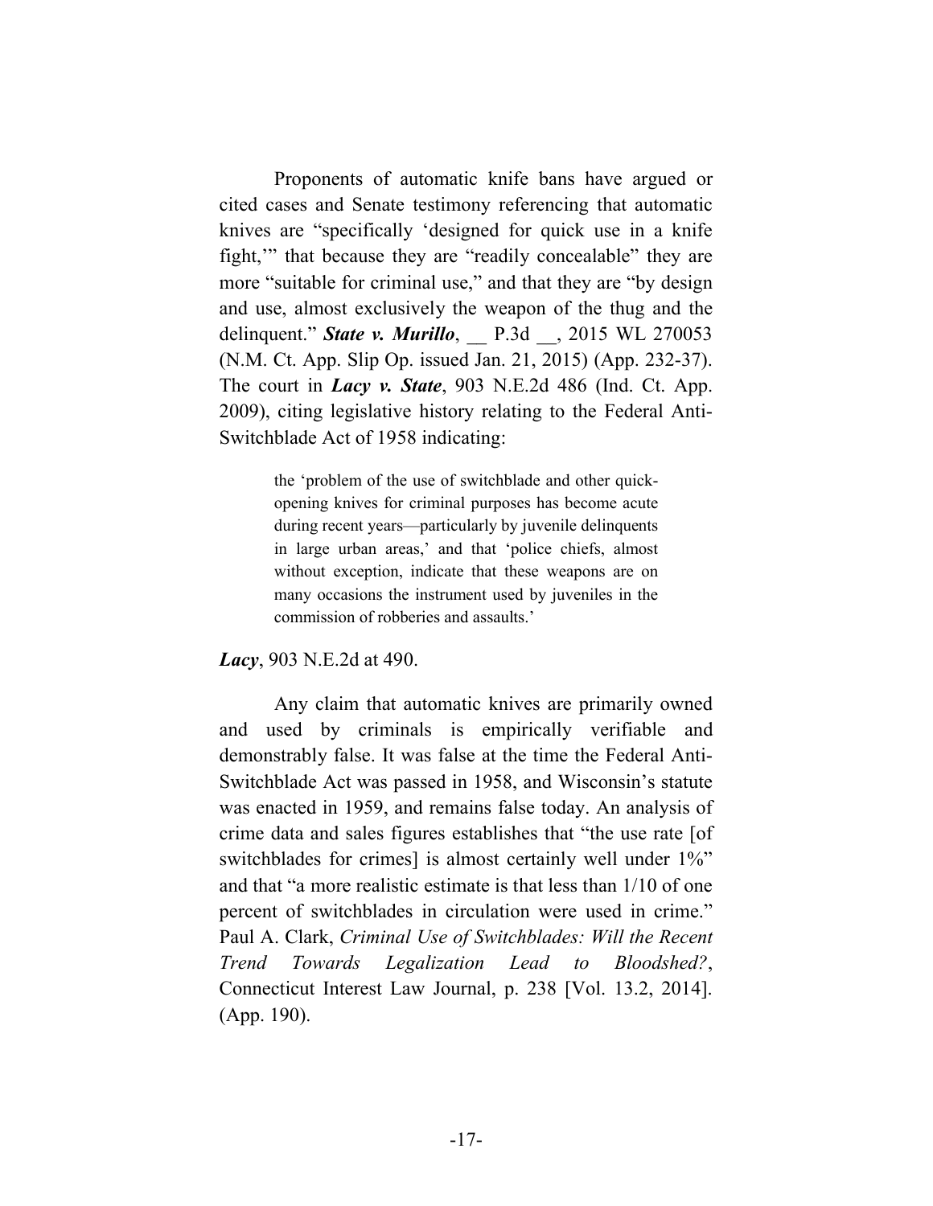Proponents of automatic knife bans have argued or cited cases and Senate testimony referencing that automatic knives are "specifically 'designed for quick use in a knife fight,'" that because they are "readily concealable" they are more "suitable for criminal use," and that they are "by design and use, almost exclusively the weapon of the thug and the delinquent." ***State v. Murillo***, __ P.3d __, 2015 WL 270053 (N.M. Ct. App. Slip Op. issued Jan. 21, 2015) (App. 232-37). The court in ***Lacy v. State***, 903 N.E.2d 486 (Ind. Ct. App. 2009), citing legislative history relating to the Federal Anti-Switchblade Act of 1958 indicating:

> the 'problem of the use of switchblade and other quick-opening knives for criminal purposes has become acute during recent years—particularly by juvenile delinquents in large urban areas,' and that 'police chiefs, almost without exception, indicate that these weapons are on many occasions the instrument used by juveniles in the commission of robberies and assaults.'

***Lacy***, 903 N.E.2d at 490.

Any claim that automatic knives are primarily owned and used by criminals is empirically verifiable and demonstrably false. It was false at the time the Federal Anti-Switchblade Act was passed in 1958, and Wisconsin's statute was enacted in 1959, and remains false today. An analysis of crime data and sales figures establishes that "the use rate [of switchblades for crimes] is almost certainly well under 1%" and that "a more realistic estimate is that less than 1/10 of one percent of switchblades in circulation were used in crime." Paul A. Clark, *Criminal Use of Switchblades: Will the Recent Trend Towards Legalization Lead to Bloodshed?*, Connecticut Interest Law Journal, p. 238 [Vol. 13.2, 2014]. (App. 190).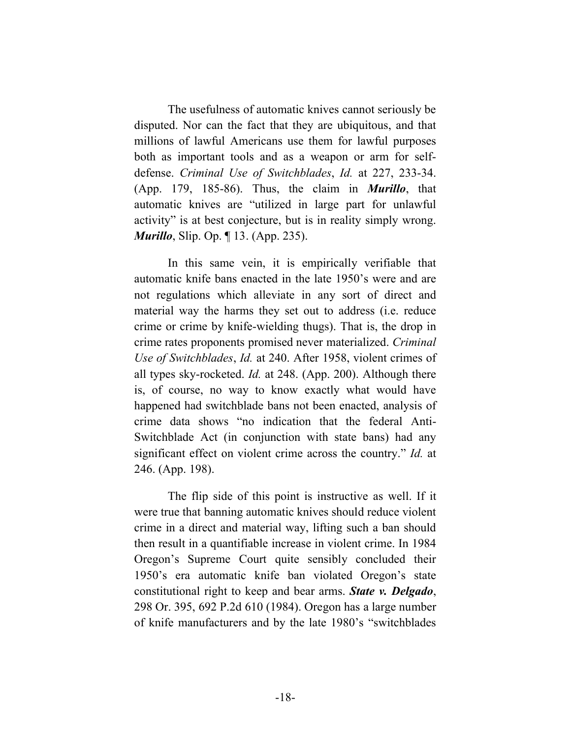The usefulness of automatic knives cannot seriously be disputed. Nor can the fact that they are ubiquitous, and that millions of lawful Americans use them for lawful purposes both as important tools and as a weapon or arm for self-defense. *Criminal Use of Switchblades*, *Id.* at 227, 233-34. (App. 179, 185-86). Thus, the claim in ***Murillo***, that automatic knives are "utilized in large part for unlawful activity" is at best conjecture, but is in reality simply wrong. ***Murillo***, Slip. Op. ¶ 13. (App. 235).

In this same vein, it is empirically verifiable that automatic knife bans enacted in the late 1950's were and are not regulations which alleviate in any sort of direct and material way the harms they set out to address (i.e. reduce crime or crime by knife-wielding thugs). That is, the drop in crime rates proponents promised never materialized. *Criminal Use of Switchblades*, *Id.* at 240. After 1958, violent crimes of all types sky-rocketed. *Id.* at 248. (App. 200). Although there is, of course, no way to know exactly what would have happened had switchblade bans not been enacted, analysis of crime data shows "no indication that the federal Anti-Switchblade Act (in conjunction with state bans) had any significant effect on violent crime across the country." *Id.* at 246. (App. 198).

The flip side of this point is instructive as well. If it were true that banning automatic knives should reduce violent crime in a direct and material way, lifting such a ban should then result in a quantifiable increase in violent crime. In 1984 Oregon's Supreme Court quite sensibly concluded their 1950's era automatic knife ban violated Oregon's state constitutional right to keep and bear arms. ***State v. Delgado***, 298 Or. 395, 692 P.2d 610 (1984). Oregon has a large number of knife manufacturers and by the late 1980's "switchblades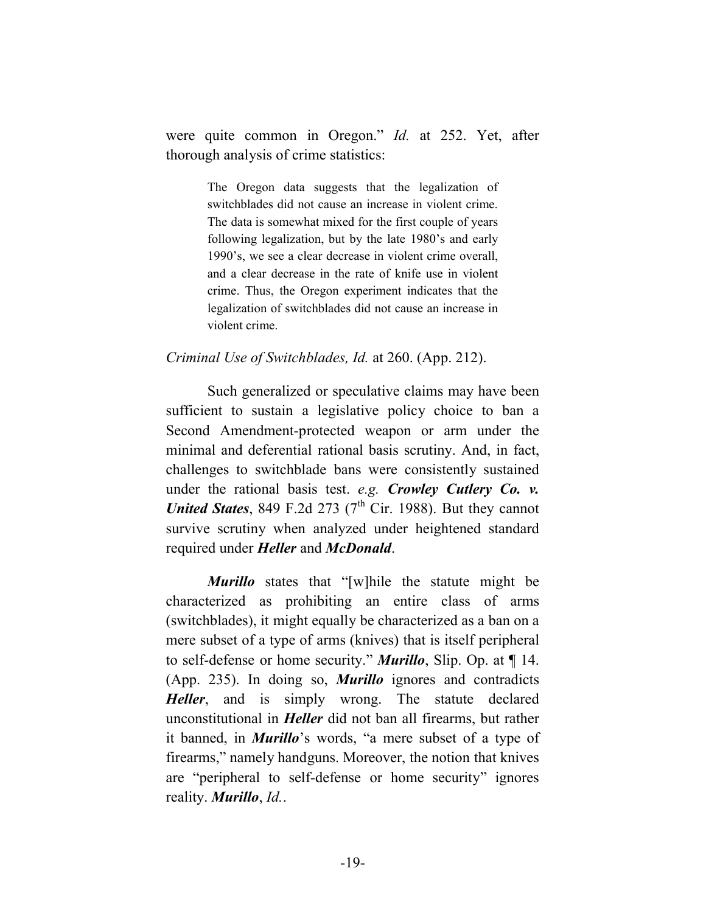were quite common in Oregon." *Id.* at 252. Yet, after thorough analysis of crime statistics:

> The Oregon data suggests that the legalization of switchblades did not cause an increase in violent crime. The data is somewhat mixed for the first couple of years following legalization, but by the late 1980's and early 1990's, we see a clear decrease in violent crime overall, and a clear decrease in the rate of knife use in violent crime. Thus, the Oregon experiment indicates that the legalization of switchblades did not cause an increase in violent crime.

*Criminal Use of Switchblades, Id.* at 260. (App. 212).

Such generalized or speculative claims may have been sufficient to sustain a legislative policy choice to ban a Second Amendment-protected weapon or arm under the minimal and deferential rational basis scrutiny. And, in fact, challenges to switchblade bans were consistently sustained under the rational basis test. *e.g.* ***Crowley Cutlery Co. v. United States***, 849 F.2d 273 (7th Cir. 1988). But they cannot survive scrutiny when analyzed under heightened standard required under ***Heller*** and ***McDonald***.

***Murillo*** states that "[w]hile the statute might be characterized as prohibiting an entire class of arms (switchblades), it might equally be characterized as a ban on a mere subset of a type of arms (knives) that is itself peripheral to self-defense or home security." ***Murillo***, Slip. Op. at ¶ 14. (App. 235). In doing so, ***Murillo*** ignores and contradicts ***Heller***, and is simply wrong. The statute declared unconstitutional in ***Heller*** did not ban all firearms, but rather it banned, in ***Murillo***'s words, "a mere subset of a type of firearms," namely handguns. Moreover, the notion that knives are "peripheral to self-defense or home security" ignores reality. ***Murillo***, *Id.*.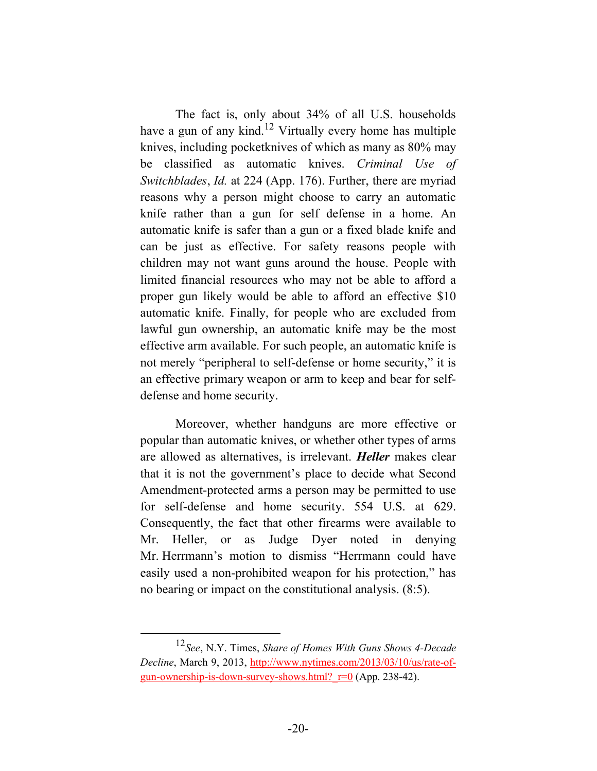The fact is, only about 34% of all U.S. households have a gun of any kind.[12] Virtually every home has multiple knives, including pocketknives of which as many as 80% may be classified as automatic knives. *Criminal Use of Switchblades*, *Id.* at 224 (App. 176). Further, there are myriad reasons why a person might choose to carry an automatic knife rather than a gun for self defense in a home. An automatic knife is safer than a gun or a fixed blade knife and can be just as effective. For safety reasons people with children may not want guns around the house. People with limited financial resources who may not be able to afford a proper gun likely would be able to afford an effective $10 automatic knife. Finally, for people who are excluded from lawful gun ownership, an automatic knife may be the most effective arm available. For such people, an automatic knife is not merely "peripheral to self-defense or home security," it is an effective primary weapon or arm to keep and bear for self-defense and home security.

Moreover, whether handguns are more effective or popular than automatic knives, or whether other types of arms are allowed as alternatives, is irrelevant. ***Heller*** makes clear that it is not the government's place to decide what Second Amendment-protected arms a person may be permitted to use for self-defense and home security. 554 U.S. at 629. Consequently, the fact that other firearms were available to Mr. Heller, or as Judge Dyer noted in denying Mr. Herrmann's motion to dismiss "Herrmann could have easily used a non-prohibited weapon for his protection," has no bearing or impact on the constitutional analysis. (8:5).

---

[12] *See*, N.Y. Times, *Share of Homes With Guns Shows 4-Decade Decline*, March 9, 2013, http://www.nytimes.com/2013/03/10/us/rate-of-gun-ownership-is-down-survey-shows.html?_r=0 (App. 238-42).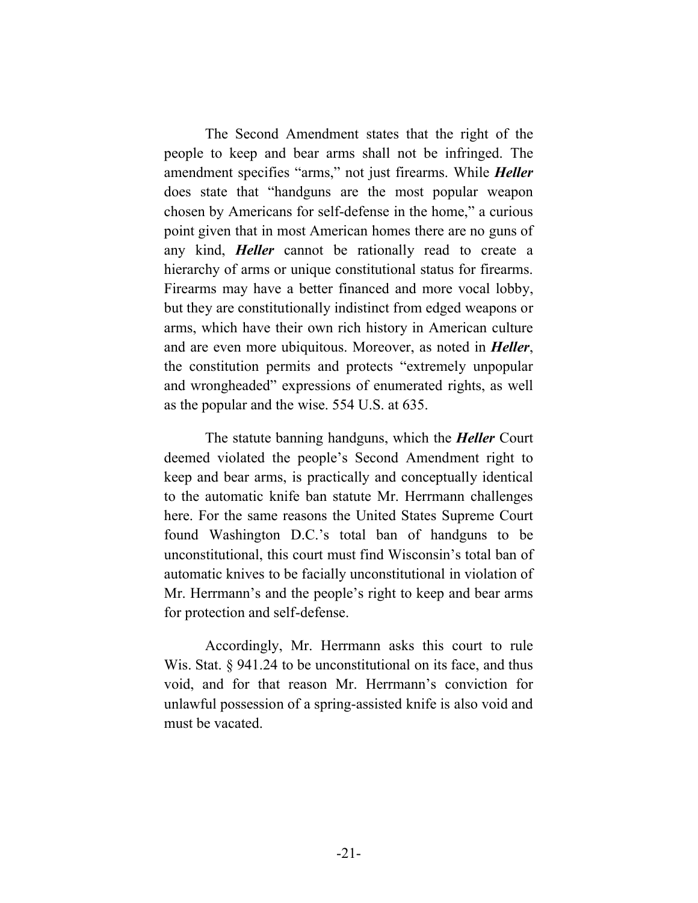The Second Amendment states that the right of the people to keep and bear arms shall not be infringed. The amendment specifies "arms," not just firearms. While ***Heller*** does state that "handguns are the most popular weapon chosen by Americans for self-defense in the home," a curious point given that in most American homes there are no guns of any kind, ***Heller*** cannot be rationally read to create a hierarchy of arms or unique constitutional status for firearms. Firearms may have a better financed and more vocal lobby, but they are constitutionally indistinct from edged weapons or arms, which have their own rich history in American culture and are even more ubiquitous. Moreover, as noted in ***Heller***, the constitution permits and protects "extremely unpopular and wrongheaded" expressions of enumerated rights, as well as the popular and the wise. 554 U.S. at 635.

The statute banning handguns, which the ***Heller*** Court deemed violated the people's Second Amendment right to keep and bear arms, is practically and conceptually identical to the automatic knife ban statute Mr. Herrmann challenges here. For the same reasons the United States Supreme Court found Washington D.C.'s total ban of handguns to be unconstitutional, this court must find Wisconsin's total ban of automatic knives to be facially unconstitutional in violation of Mr. Herrmann's and the people's right to keep and bear arms for protection and self-defense.

Accordingly, Mr. Herrmann asks this court to rule Wis. Stat. § 941.24 to be unconstitutional on its face, and thus void, and for that reason Mr. Herrmann's conviction for unlawful possession of a spring-assisted knife is also void and must be vacated.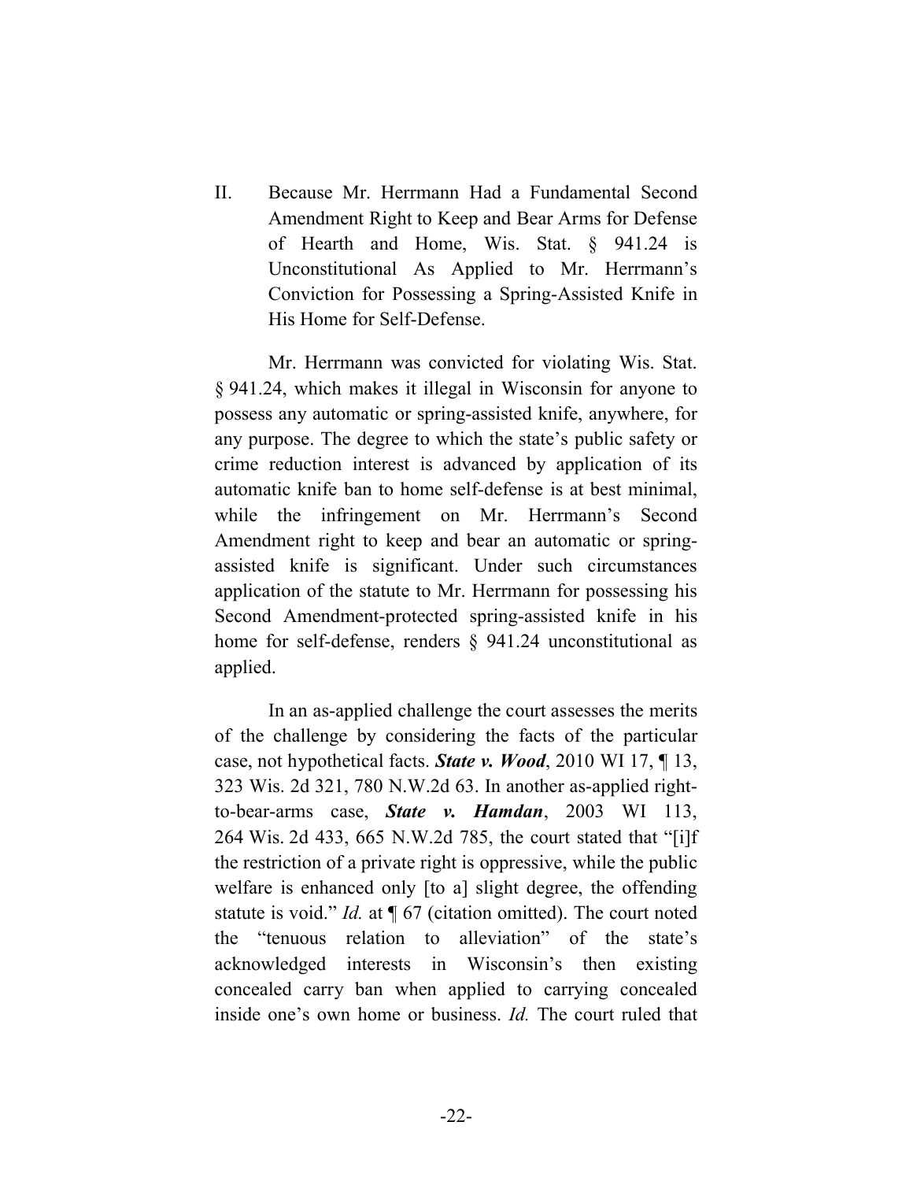## II. Because Mr. Herrmann Had a Fundamental Second Amendment Right to Keep and Bear Arms for Defense of Hearth and Home, Wis. Stat. § 941.24 is Unconstitutional As Applied to Mr. Herrmann's Conviction for Possessing a Spring-Assisted Knife in His Home for Self-Defense.

Mr. Herrmann was convicted for violating Wis. Stat. § 941.24, which makes it illegal in Wisconsin for anyone to possess any automatic or spring-assisted knife, anywhere, for any purpose. The degree to which the state's public safety or crime reduction interest is advanced by application of its automatic knife ban to home self-defense is at best minimal, while the infringement on Mr. Herrmann's Second Amendment right to keep and bear an automatic or spring-assisted knife is significant. Under such circumstances application of the statute to Mr. Herrmann for possessing his Second Amendment-protected spring-assisted knife in his home for self-defense, renders § 941.24 unconstitutional as applied.

In an as-applied challenge the court assesses the merits of the challenge by considering the facts of the particular case, not hypothetical facts. ***State v. Wood***, 2010 WI 17, ¶ 13, 323 Wis. 2d 321, 780 N.W.2d 63. In another as-applied right-to-bear-arms case, ***State v. Hamdan***, 2003 WI 113, 264 Wis. 2d 433, 665 N.W.2d 785, the court stated that "[i]f the restriction of a private right is oppressive, while the public welfare is enhanced only [to a] slight degree, the offending statute is void." *Id.* at ¶ 67 (citation omitted). The court noted the "tenuous relation to alleviation" of the state's acknowledged interests in Wisconsin's then existing concealed carry ban when applied to carrying concealed inside one's own home or business. *Id.* The court ruled that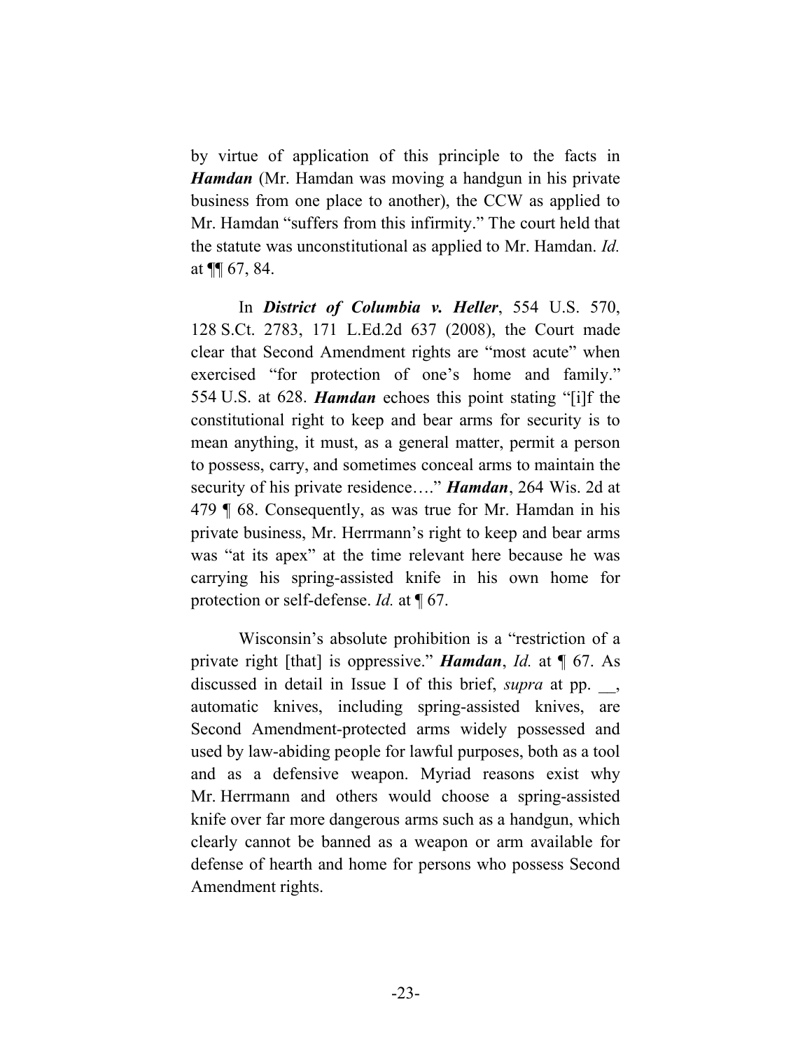by virtue of application of this principle to the facts in ***Hamdan*** (Mr. Hamdan was moving a handgun in his private business from one place to another), the CCW as applied to Mr. Hamdan "suffers from this infirmity." The court held that the statute was unconstitutional as applied to Mr. Hamdan. *Id.* at ¶¶ 67, 84.

In ***District of Columbia v. Heller***, 554 U.S. 570, 128 S.Ct. 2783, 171 L.Ed.2d 637 (2008), the Court made clear that Second Amendment rights are "most acute" when exercised "for protection of one's home and family." 554 U.S. at 628. ***Hamdan*** echoes this point stating "[i]f the constitutional right to keep and bear arms for security is to mean anything, it must, as a general matter, permit a person to possess, carry, and sometimes conceal arms to maintain the security of his private residence…." ***Hamdan***, 264 Wis. 2d at 479 ¶ 68. Consequently, as was true for Mr. Hamdan in his private business, Mr. Herrmann's right to keep and bear arms was "at its apex" at the time relevant here because he was carrying his spring-assisted knife in his own home for protection or self-defense. *Id.* at ¶ 67.

Wisconsin's absolute prohibition is a "restriction of a private right [that] is oppressive." ***Hamdan***, *Id.* at ¶ 67. As discussed in detail in Issue I of this brief, *supra* at pp. __, automatic knives, including spring-assisted knives, are Second Amendment-protected arms widely possessed and used by law-abiding people for lawful purposes, both as a tool and as a defensive weapon. Myriad reasons exist why Mr. Herrmann and others would choose a spring-assisted knife over far more dangerous arms such as a handgun, which clearly cannot be banned as a weapon or arm available for defense of hearth and home for persons who possess Second Amendment rights.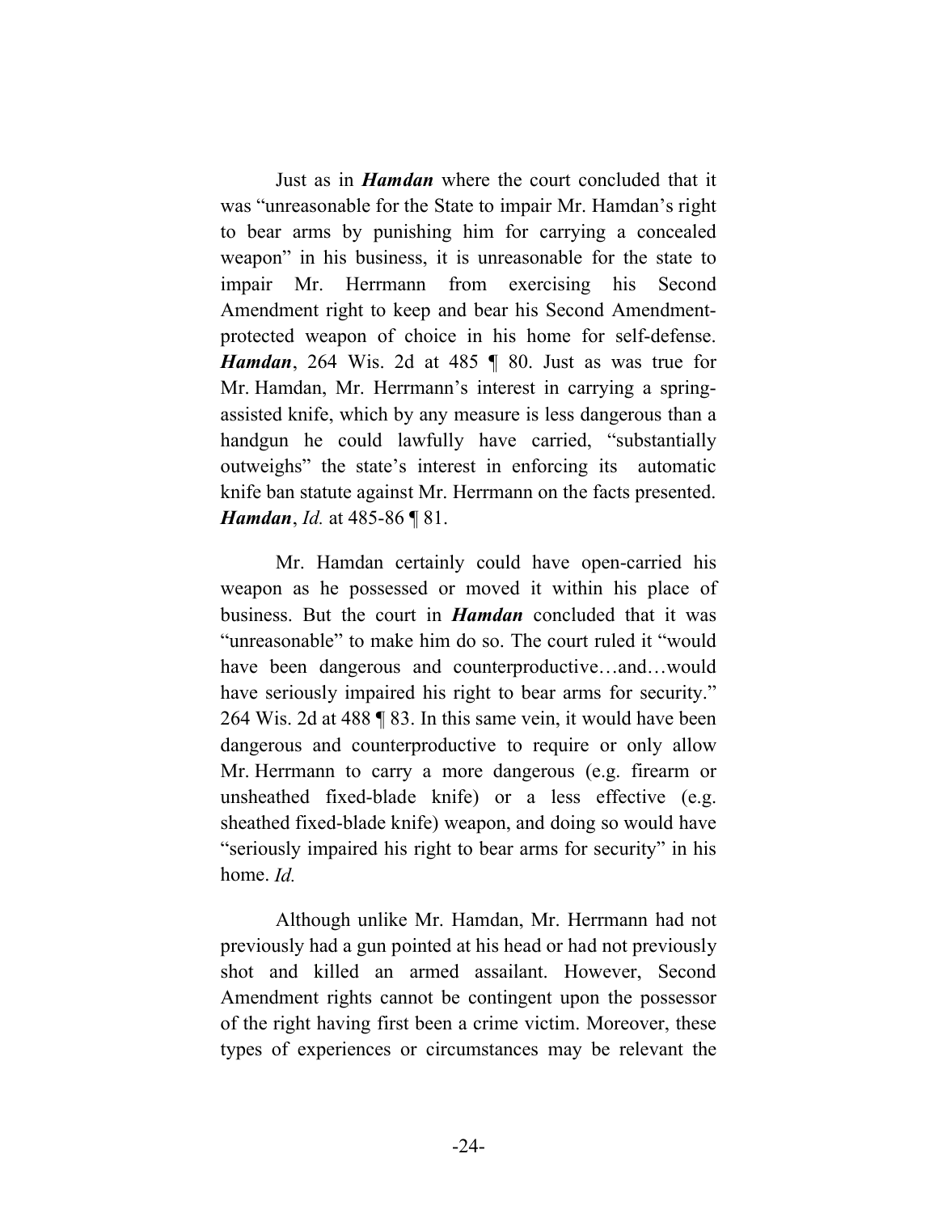Just as in ***Hamdan*** where the court concluded that it was "unreasonable for the State to impair Mr. Hamdan's right to bear arms by punishing him for carrying a concealed weapon" in his business, it is unreasonable for the state to impair Mr. Herrmann from exercising his Second Amendment right to keep and bear his Second Amendment-protected weapon of choice in his home for self-defense. ***Hamdan***, 264 Wis. 2d at 485 ¶ 80. Just as was true for Mr. Hamdan, Mr. Herrmann's interest in carrying a spring-assisted knife, which by any measure is less dangerous than a handgun he could lawfully have carried, "substantially outweighs" the state's interest in enforcing its automatic knife ban statute against Mr. Herrmann on the facts presented. ***Hamdan***, *Id.* at 485-86 ¶ 81.

Mr. Hamdan certainly could have open-carried his weapon as he possessed or moved it within his place of business. But the court in ***Hamdan*** concluded that it was "unreasonable" to make him do so. The court ruled it "would have been dangerous and counterproductive…and…would have seriously impaired his right to bear arms for security." 264 Wis. 2d at 488 ¶ 83. In this same vein, it would have been dangerous and counterproductive to require or only allow Mr. Herrmann to carry a more dangerous (e.g. firearm or unsheathed fixed-blade knife) or a less effective (e.g. sheathed fixed-blade knife) weapon, and doing so would have "seriously impaired his right to bear arms for security" in his home. *Id.*

Although unlike Mr. Hamdan, Mr. Herrmann had not previously had a gun pointed at his head or had not previously shot and killed an armed assailant. However, Second Amendment rights cannot be contingent upon the possessor of the right having first been a crime victim. Moreover, these types of experiences or circumstances may be relevant the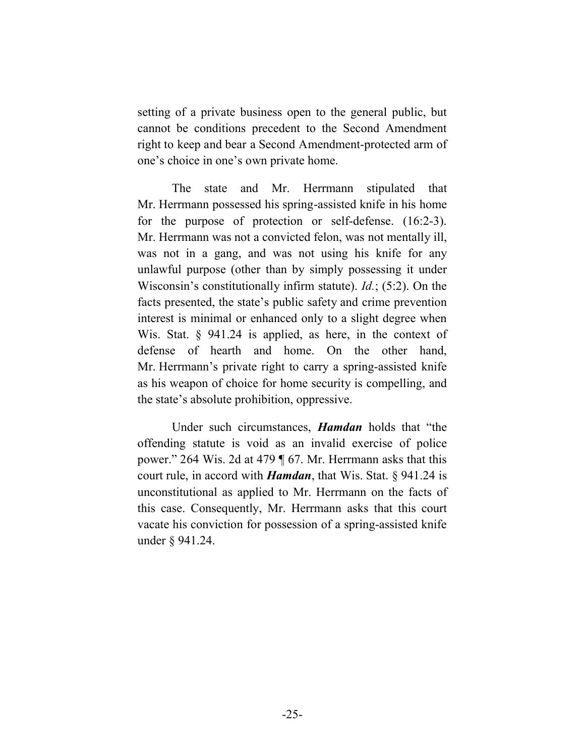setting of a private business open to the general public, but cannot be conditions precedent to the Second Amendment right to keep and bear a Second Amendment-protected arm of one's choice in one's own private home.

The state and Mr. Herrmann stipulated that Mr. Herrmann possessed his spring-assisted knife in his home for the purpose of protection or self-defense. (16:2-3). Mr. Herrmann was not a convicted felon, was not mentally ill, was not in a gang, and was not using his knife for any unlawful purpose (other than by simply possessing it under Wisconsin's constitutionally infirm statute). *Id.*; (5:2). On the facts presented, the state's public safety and crime prevention interest is minimal or enhanced only to a slight degree when Wis. Stat. § 941.24 is applied, as here, in the context of defense of hearth and home. On the other hand, Mr. Herrmann's private right to carry a spring-assisted knife as his weapon of choice for home security is compelling, and the state's absolute prohibition, oppressive.

Under such circumstances, ***Hamdan*** holds that "the offending statute is void as an invalid exercise of police power." 264 Wis. 2d at 479 ¶ 67. Mr. Herrmann asks that this court rule, in accord with ***Hamdan***, that Wis. Stat. § 941.24 is unconstitutional as applied to Mr. Herrmann on the facts of this case. Consequently, Mr. Herrmann asks that this court vacate his conviction for possession of a spring-assisted knife under § 941.24.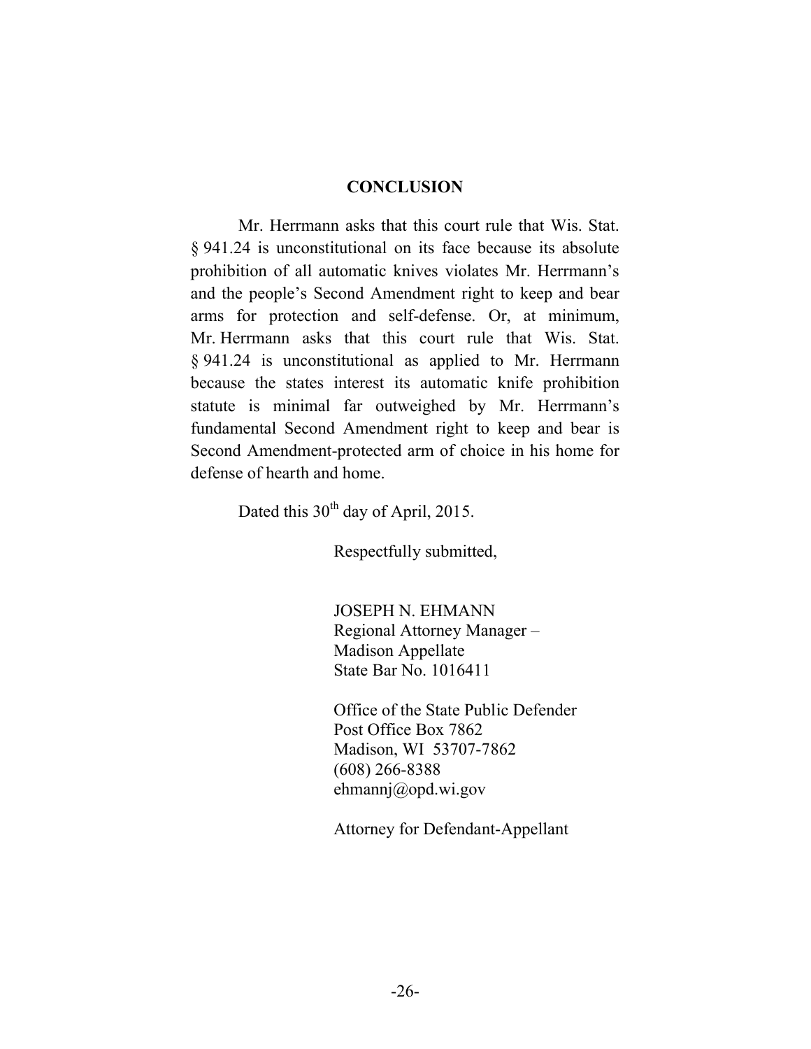## CONCLUSION

Mr. Herrmann asks that this court rule that Wis. Stat. § 941.24 is unconstitutional on its face because its absolute prohibition of all automatic knives violates Mr. Herrmann's and the people's Second Amendment right to keep and bear arms for protection and self-defense. Or, at minimum, Mr. Herrmann asks that this court rule that Wis. Stat. § 941.24 is unconstitutional as applied to Mr. Herrmann because the states interest its automatic knife prohibition statute is minimal far outweighed by Mr. Herrmann's fundamental Second Amendment right to keep and bear is Second Amendment-protected arm of choice in his home for defense of hearth and home.

Dated this 30th day of April, 2015.

Respectfully submitted,

JOSEPH N. EHMANN
Regional Attorney Manager –
Madison Appellate
State Bar No. 1016411

Office of the State Public Defender
Post Office Box 7862
Madison, WI 53707-7862
(608) 266-8388
ehmannj@opd.wi.gov

Attorney for Defendant-Appellant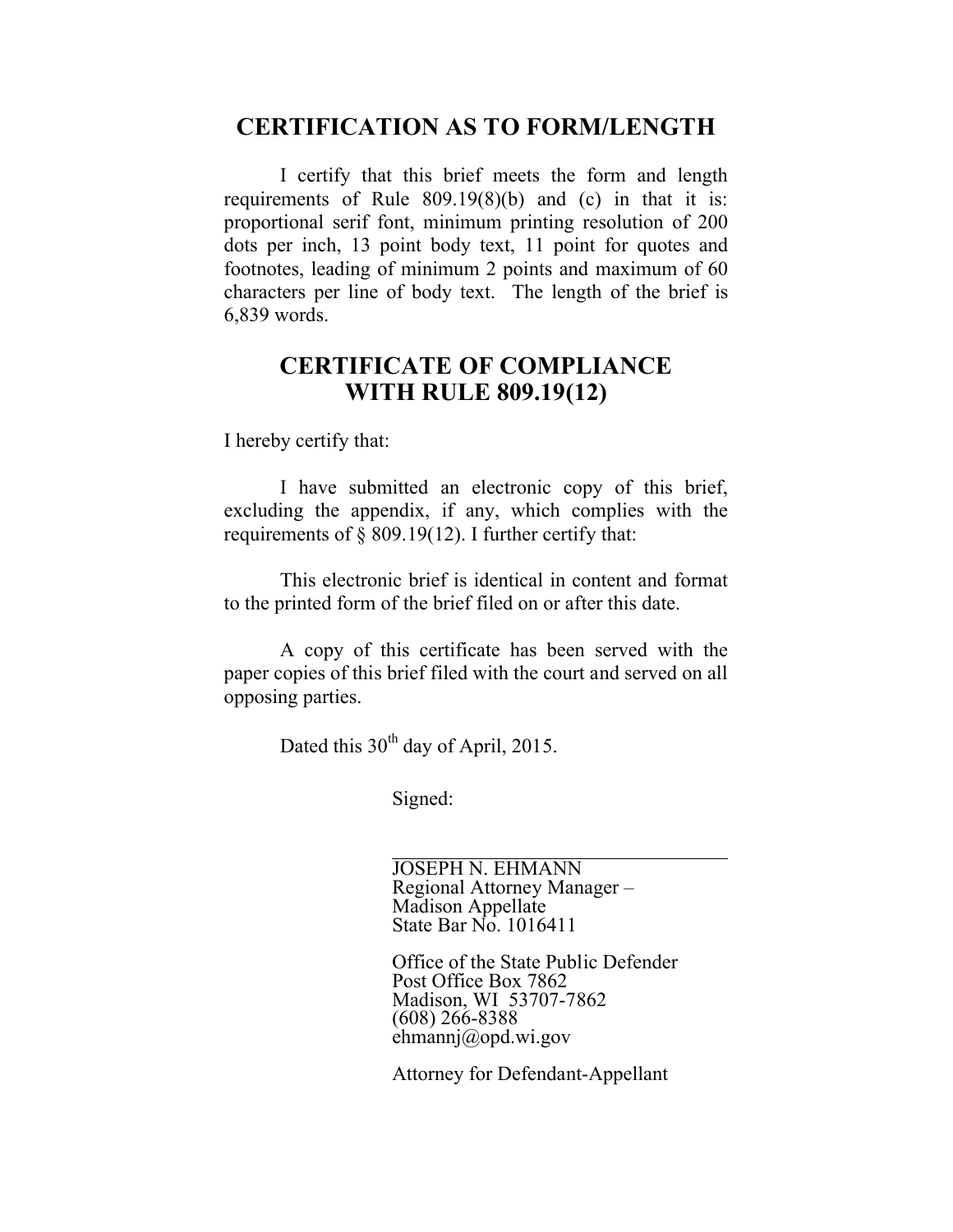## CERTIFICATION AS TO FORM/LENGTH

I certify that this brief meets the form and length requirements of Rule 809.19(8)(b) and (c) in that it is: proportional serif font, minimum printing resolution of 200 dots per inch, 13 point body text, 11 point for quotes and footnotes, leading of minimum 2 points and maximum of 60 characters per line of body text. The length of the brief is 6,839 words.

## CERTIFICATE OF COMPLIANCE WITH RULE 809.19(12)

I hereby certify that:

I have submitted an electronic copy of this brief, excluding the appendix, if any, which complies with the requirements of § 809.19(12). I further certify that:

This electronic brief is identical in content and format to the printed form of the brief filed on or after this date.

A copy of this certificate has been served with the paper copies of this brief filed with the court and served on all opposing parties.

Dated this 30th day of April, 2015.

Signed:

JOSEPH N. EHMANN
Regional Attorney Manager –
Madison Appellate
State Bar No. 1016411

Office of the State Public Defender
Post Office Box 7862
Madison, WI 53707-7862
(608) 266-8388
ehmannj@opd.wi.gov

Attorney for Defendant-Appellant